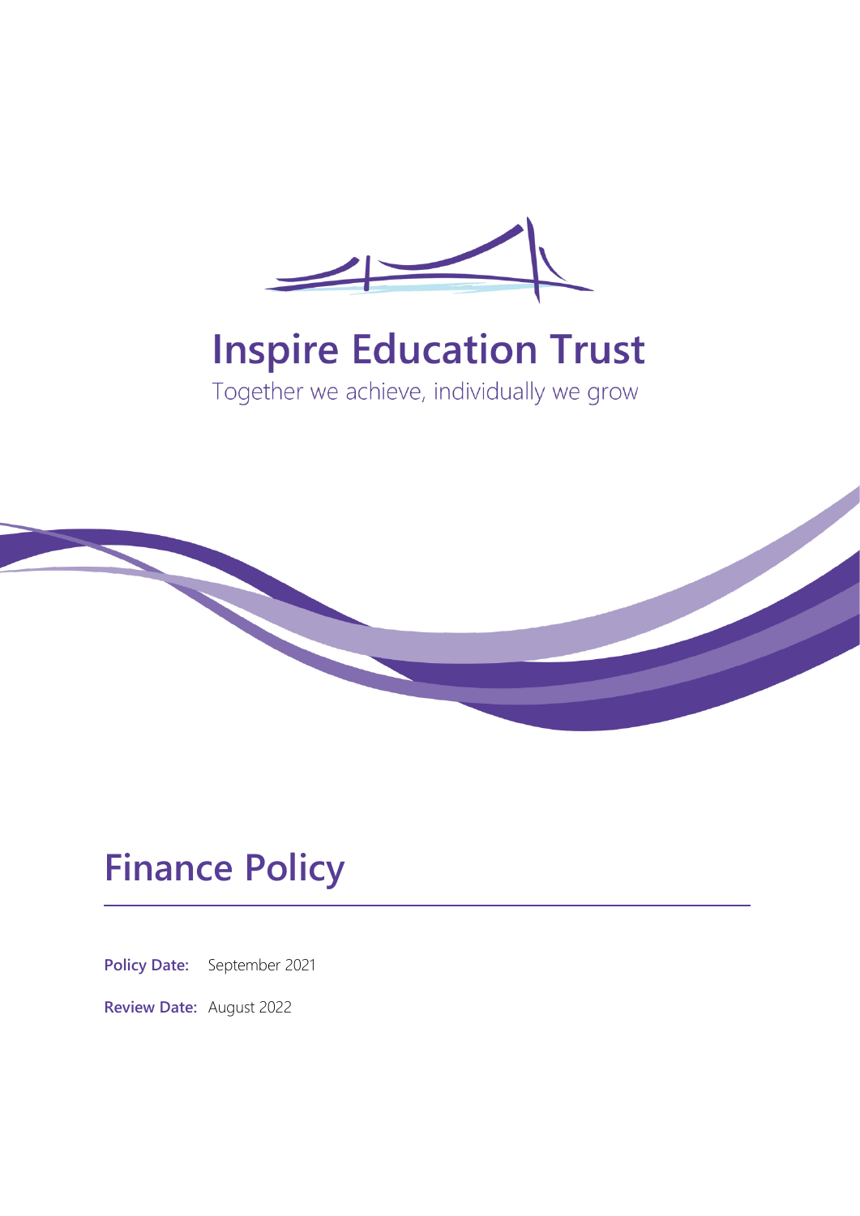# Inspire Education Trust

Together we achieve, individually we grow

# Finance Policy

**Policy Date:** September 2021

**Review Date:** August 2022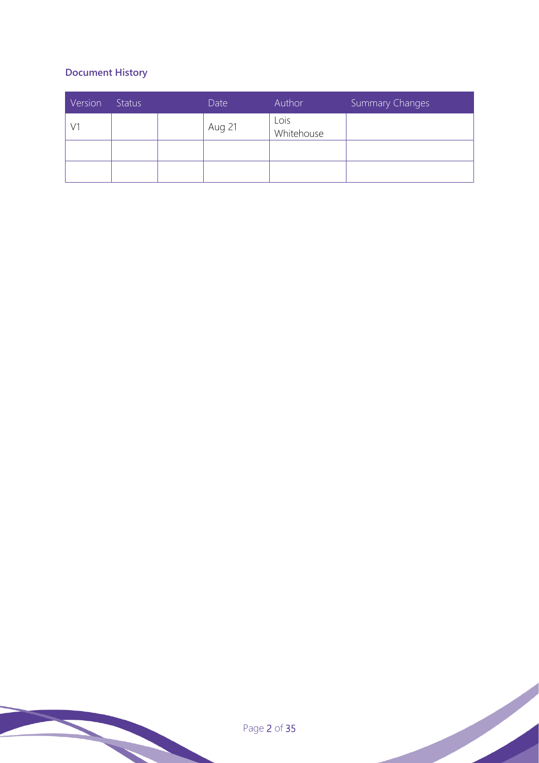**Document History**

| Version | Status | | Date | Author | Summary Changes |
|---|---|---|---|---|---|
| V1 | | | Aug 21 | Lois Whitehouse | |
| | | | | | |
| | | | | | |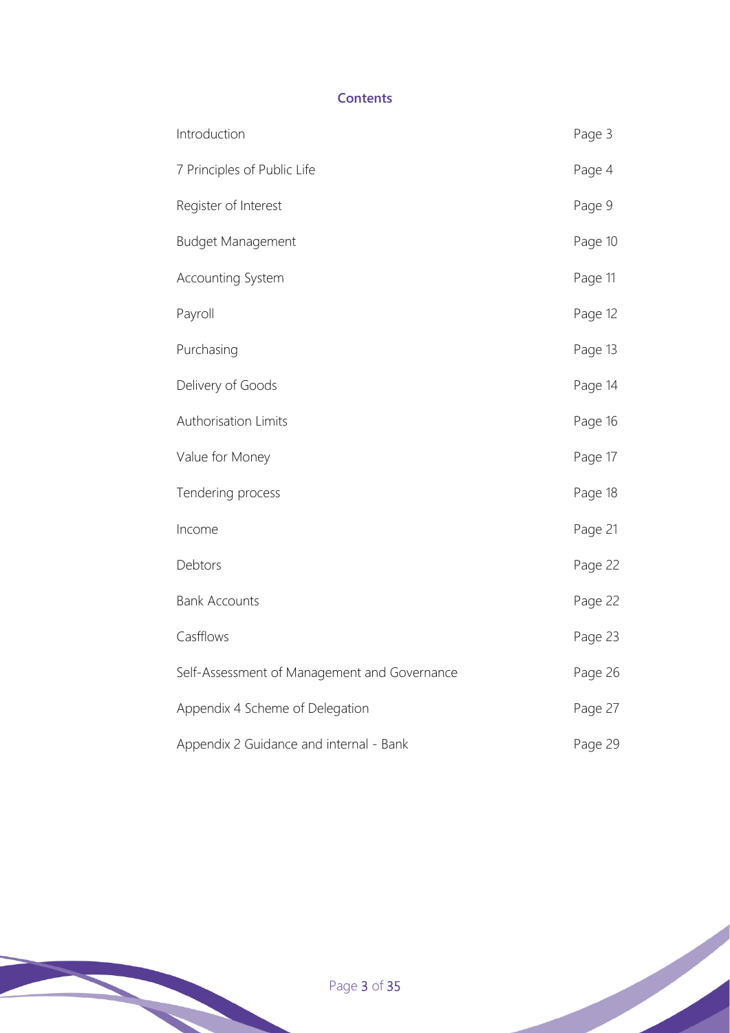## Contents

| | |
|---|---|
| Introduction | Page 3 |
| 7 Principles of Public Life | Page 4 |
| Register of Interest | Page 9 |
| Budget Management | Page 10 |
| Accounting System | Page 11 |
| Payroll | Page 12 |
| Purchasing | Page 13 |
| Delivery of Goods | Page 14 |
| Authorisation Limits | Page 16 |
| Value for Money | Page 17 |
| Tendering process | Page 18 |
| Income | Page 21 |
| Debtors | Page 22 |
| Bank Accounts | Page 22 |
| Casfflows | Page 23 |
| Self-Assessment of Management and Governance | Page 26 |
| Appendix 4 Scheme of Delegation | Page 27 |
| Appendix 2 Guidance and internal - Bank | Page 29 |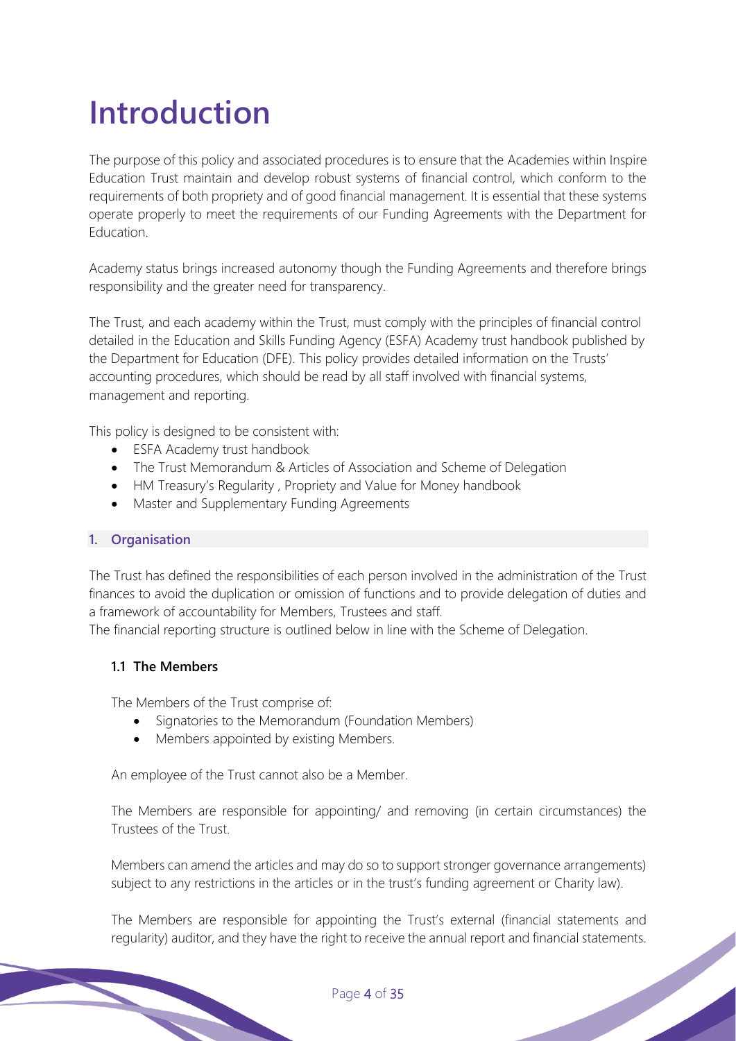# Introduction

The purpose of this policy and associated procedures is to ensure that the Academies within Inspire Education Trust maintain and develop robust systems of financial control, which conform to the requirements of both propriety and of good financial management. It is essential that these systems operate properly to meet the requirements of our Funding Agreements with the Department for Education.

Academy status brings increased autonomy though the Funding Agreements and therefore brings responsibility and the greater need for transparency.

The Trust, and each academy within the Trust, must comply with the principles of financial control detailed in the Education and Skills Funding Agency (ESFA) Academy trust handbook published by the Department for Education (DFE). This policy provides detailed information on the Trusts' accounting procedures, which should be read by all staff involved with financial systems, management and reporting.

This policy is designed to be consistent with:

- ESFA Academy trust handbook
- The Trust Memorandum & Articles of Association and Scheme of Delegation
- HM Treasury's Regularity , Propriety and Value for Money handbook
- Master and Supplementary Funding Agreements

## 1. Organisation

The Trust has defined the responsibilities of each person involved in the administration of the Trust finances to avoid the duplication or omission of functions and to provide delegation of duties and a framework of accountability for Members, Trustees and staff.

The financial reporting structure is outlined below in line with the Scheme of Delegation.

### 1.1 The Members

The Members of the Trust comprise of:

- Signatories to the Memorandum (Foundation Members)
- Members appointed by existing Members.

An employee of the Trust cannot also be a Member.

The Members are responsible for appointing/ and removing (in certain circumstances) the Trustees of the Trust.

Members can amend the articles and may do so to support stronger governance arrangements) subject to any restrictions in the articles or in the trust's funding agreement or Charity law).

The Members are responsible for appointing the Trust's external (financial statements and regularity) auditor, and they have the right to receive the annual report and financial statements.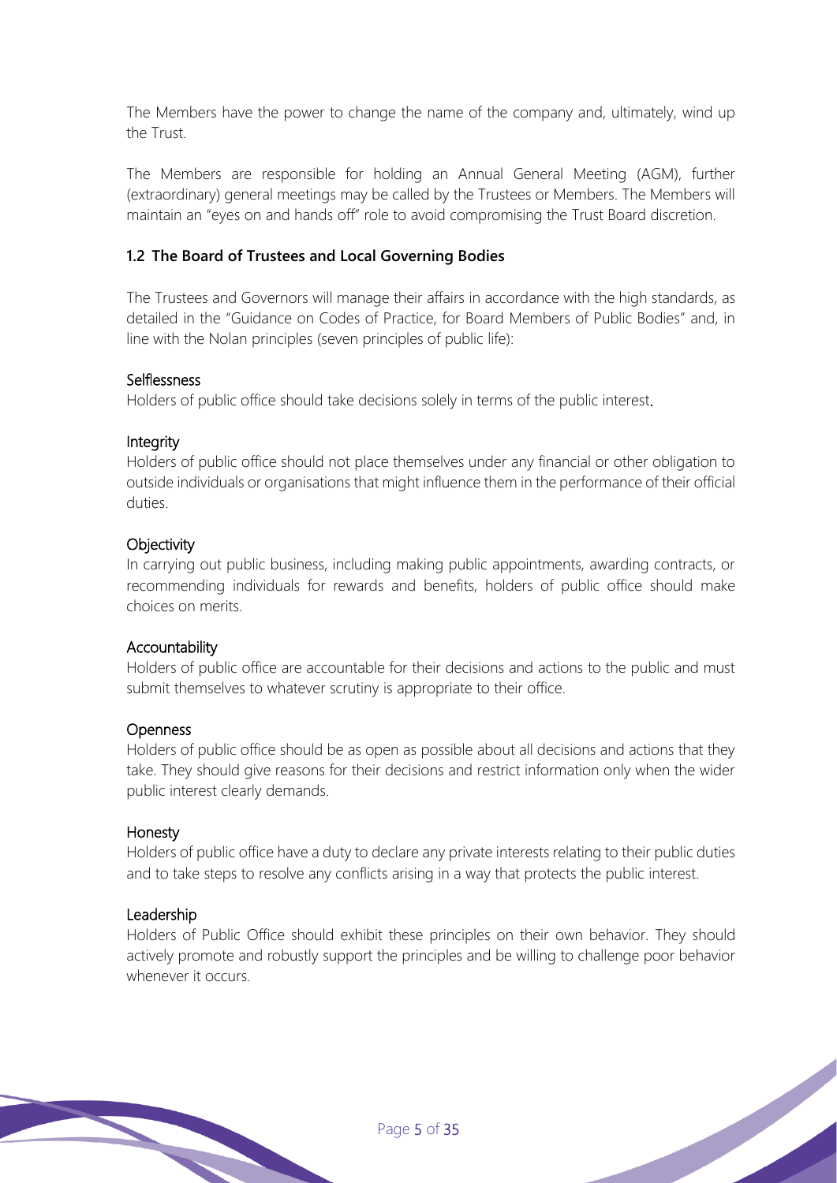The Members have the power to change the name of the company and, ultimately, wind up the Trust.

The Members are responsible for holding an Annual General Meeting (AGM), further (extraordinary) general meetings may be called by the Trustees or Members. The Members will maintain an "eyes on and hands off" role to avoid compromising the Trust Board discretion.

### 1.2 The Board of Trustees and Local Governing Bodies

The Trustees and Governors will manage their affairs in accordance with the high standards, as detailed in the "Guidance on Codes of Practice, for Board Members of Public Bodies" and, in line with the Nolan principles (seven principles of public life):

Selflessness
Holders of public office should take decisions solely in terms of the public interest.

Integrity
Holders of public office should not place themselves under any financial or other obligation to outside individuals or organisations that might influence them in the performance of their official duties.

Objectivity
In carrying out public business, including making public appointments, awarding contracts, or recommending individuals for rewards and benefits, holders of public office should make choices on merits.

Accountability
Holders of public office are accountable for their decisions and actions to the public and must submit themselves to whatever scrutiny is appropriate to their office.

Openness
Holders of public office should be as open as possible about all decisions and actions that they take. They should give reasons for their decisions and restrict information only when the wider public interest clearly demands.

Honesty
Holders of public office have a duty to declare any private interests relating to their public duties and to take steps to resolve any conflicts arising in a way that protects the public interest.

Leadership
Holders of Public Office should exhibit these principles on their own behavior. They should actively promote and robustly support the principles and be willing to challenge poor behavior whenever it occurs.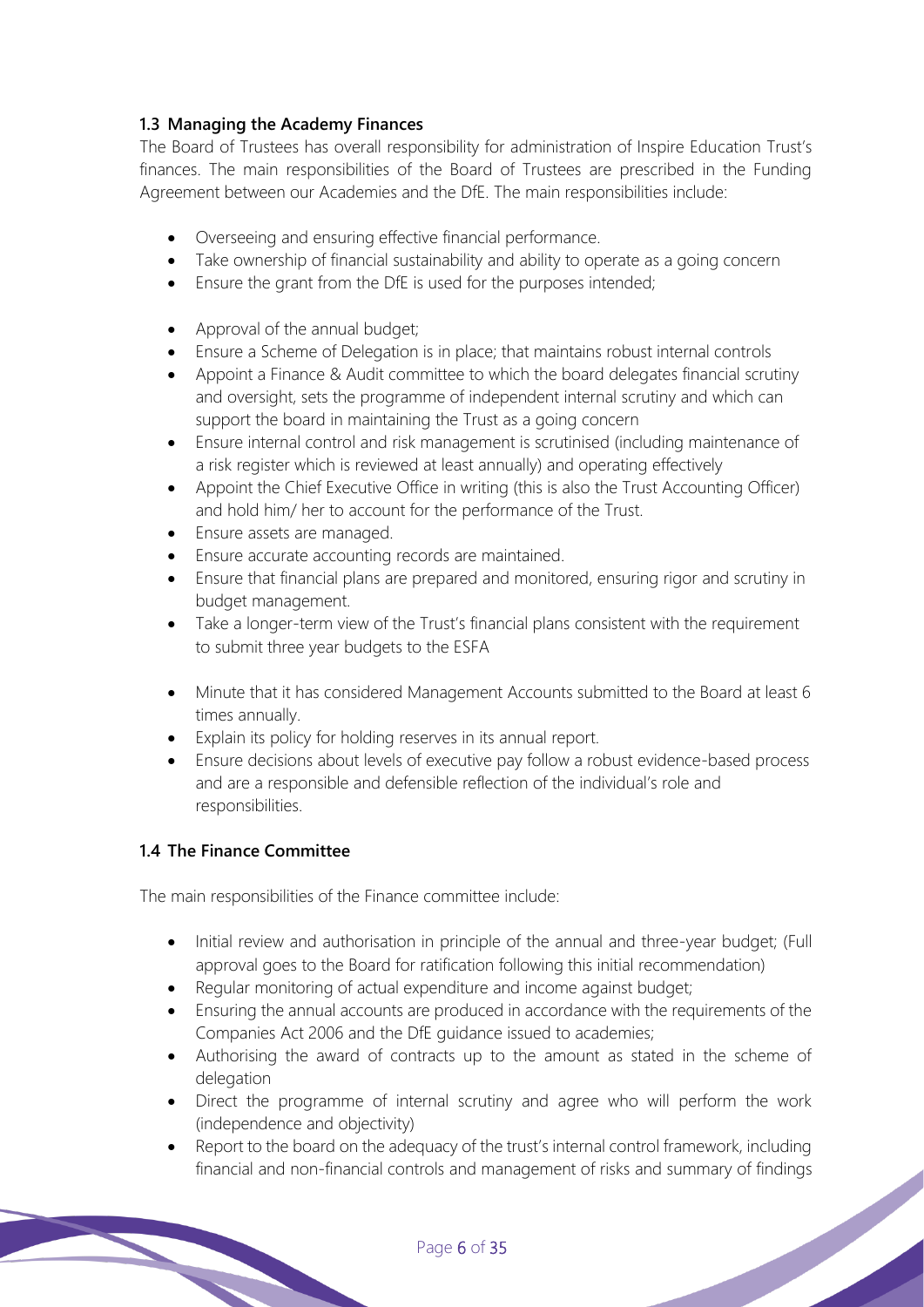### 1.3 Managing the Academy Finances

The Board of Trustees has overall responsibility for administration of Inspire Education Trust's finances. The main responsibilities of the Board of Trustees are prescribed in the Funding Agreement between our Academies and the DfE. The main responsibilities include:

- Overseeing and ensuring effective financial performance.
- Take ownership of financial sustainability and ability to operate as a going concern
- Ensure the grant from the DfE is used for the purposes intended;
- Approval of the annual budget;
- Ensure a Scheme of Delegation is in place; that maintains robust internal controls
- Appoint a Finance & Audit committee to which the board delegates financial scrutiny and oversight, sets the programme of independent internal scrutiny and which can support the board in maintaining the Trust as a going concern
- Ensure internal control and risk management is scrutinised (including maintenance of a risk register which is reviewed at least annually) and operating effectively
- Appoint the Chief Executive Office in writing (this is also the Trust Accounting Officer) and hold him/ her to account for the performance of the Trust.
- Ensure assets are managed.
- Ensure accurate accounting records are maintained.
- Ensure that financial plans are prepared and monitored, ensuring rigor and scrutiny in budget management.
- Take a longer-term view of the Trust's financial plans consistent with the requirement to submit three year budgets to the ESFA
- Minute that it has considered Management Accounts submitted to the Board at least 6 times annually.
- Explain its policy for holding reserves in its annual report.
- Ensure decisions about levels of executive pay follow a robust evidence-based process and are a responsible and defensible reflection of the individual's role and responsibilities.

### 1.4 The Finance Committee

The main responsibilities of the Finance committee include:

- Initial review and authorisation in principle of the annual and three-year budget; (Full approval goes to the Board for ratification following this initial recommendation)
- Regular monitoring of actual expenditure and income against budget;
- Ensuring the annual accounts are produced in accordance with the requirements of the Companies Act 2006 and the DfE guidance issued to academies;
- Authorising the award of contracts up to the amount as stated in the scheme of delegation
- Direct the programme of internal scrutiny and agree who will perform the work (independence and objectivity)
- Report to the board on the adequacy of the trust's internal control framework, including financial and non-financial controls and management of risks and summary of findings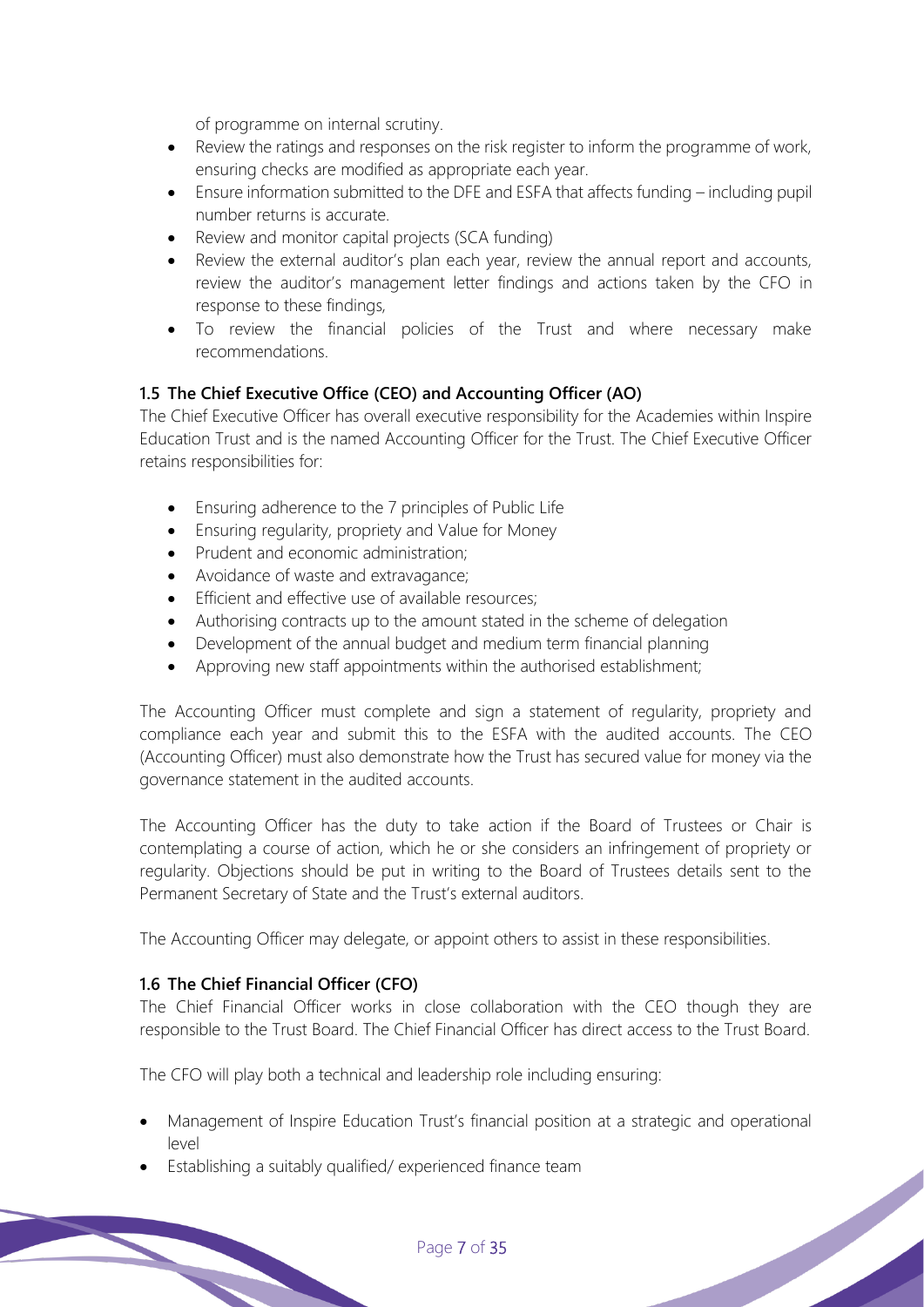of programme on internal scrutiny.

- Review the ratings and responses on the risk register to inform the programme of work, ensuring checks are modified as appropriate each year.
- Ensure information submitted to the DFE and ESFA that affects funding – including pupil number returns is accurate.
- Review and monitor capital projects (SCA funding)
- Review the external auditor's plan each year, review the annual report and accounts, review the auditor's management letter findings and actions taken by the CFO in response to these findings,
- To review the financial policies of the Trust and where necessary make recommendations.

### 1.5 The Chief Executive Office (CEO) and Accounting Officer (AO)

The Chief Executive Officer has overall executive responsibility for the Academies within Inspire Education Trust and is the named Accounting Officer for the Trust. The Chief Executive Officer retains responsibilities for:

- Ensuring adherence to the 7 principles of Public Life
- Ensuring regularity, propriety and Value for Money
- Prudent and economic administration;
- Avoidance of waste and extravagance;
- Efficient and effective use of available resources;
- Authorising contracts up to the amount stated in the scheme of delegation
- Development of the annual budget and medium term financial planning
- Approving new staff appointments within the authorised establishment;

The Accounting Officer must complete and sign a statement of regularity, propriety and compliance each year and submit this to the ESFA with the audited accounts. The CEO (Accounting Officer) must also demonstrate how the Trust has secured value for money via the governance statement in the audited accounts.

The Accounting Officer has the duty to take action if the Board of Trustees or Chair is contemplating a course of action, which he or she considers an infringement of propriety or regularity. Objections should be put in writing to the Board of Trustees details sent to the Permanent Secretary of State and the Trust's external auditors.

The Accounting Officer may delegate, or appoint others to assist in these responsibilities.

### 1.6 The Chief Financial Officer (CFO)

The Chief Financial Officer works in close collaboration with the CEO though they are responsible to the Trust Board. The Chief Financial Officer has direct access to the Trust Board.

The CFO will play both a technical and leadership role including ensuring:

- Management of Inspire Education Trust's financial position at a strategic and operational level
- Establishing a suitably qualified/ experienced finance team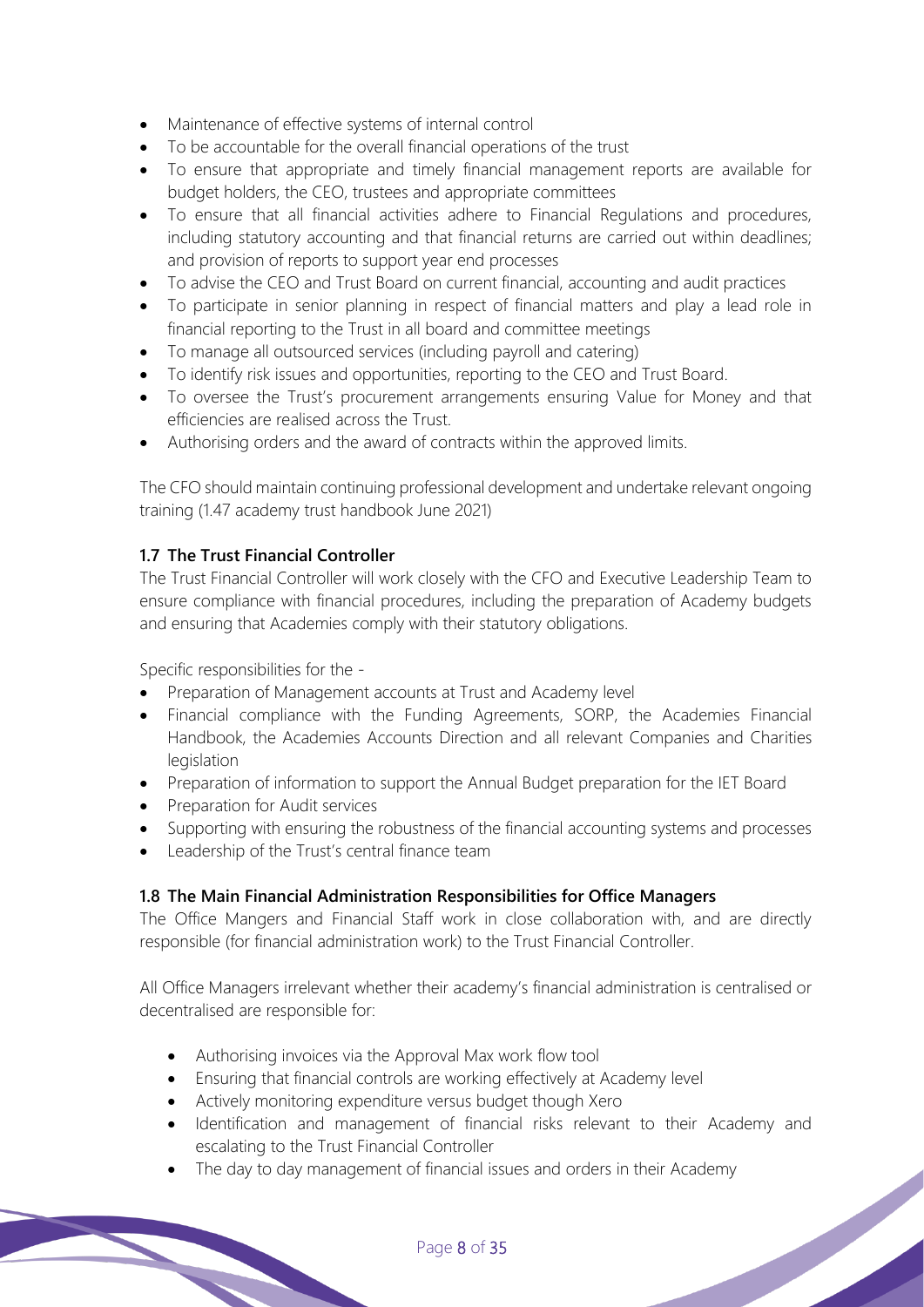- Maintenance of effective systems of internal control
- To be accountable for the overall financial operations of the trust
- To ensure that appropriate and timely financial management reports are available for budget holders, the CEO, trustees and appropriate committees
- To ensure that all financial activities adhere to Financial Regulations and procedures, including statutory accounting and that financial returns are carried out within deadlines; and provision of reports to support year end processes
- To advise the CEO and Trust Board on current financial, accounting and audit practices
- To participate in senior planning in respect of financial matters and play a lead role in financial reporting to the Trust in all board and committee meetings
- To manage all outsourced services (including payroll and catering)
- To identify risk issues and opportunities, reporting to the CEO and Trust Board.
- To oversee the Trust's procurement arrangements ensuring Value for Money and that efficiencies are realised across the Trust.
- Authorising orders and the award of contracts within the approved limits.

The CFO should maintain continuing professional development and undertake relevant ongoing training (1.47 academy trust handbook June 2021)

### 1.7 The Trust Financial Controller

The Trust Financial Controller will work closely with the CFO and Executive Leadership Team to ensure compliance with financial procedures, including the preparation of Academy budgets and ensuring that Academies comply with their statutory obligations.

Specific responsibilities for the -

- Preparation of Management accounts at Trust and Academy level
- Financial compliance with the Funding Agreements, SORP, the Academies Financial Handbook, the Academies Accounts Direction and all relevant Companies and Charities legislation
- Preparation of information to support the Annual Budget preparation for the IET Board
- Preparation for Audit services
- Supporting with ensuring the robustness of the financial accounting systems and processes
- Leadership of the Trust's central finance team

### 1.8 The Main Financial Administration Responsibilities for Office Managers

The Office Mangers and Financial Staff work in close collaboration with, and are directly responsible (for financial administration work) to the Trust Financial Controller.

All Office Managers irrelevant whether their academy's financial administration is centralised or decentralised are responsible for:

- Authorising invoices via the Approval Max work flow tool
- Ensuring that financial controls are working effectively at Academy level
- Actively monitoring expenditure versus budget though Xero
- Identification and management of financial risks relevant to their Academy and escalating to the Trust Financial Controller
- The day to day management of financial issues and orders in their Academy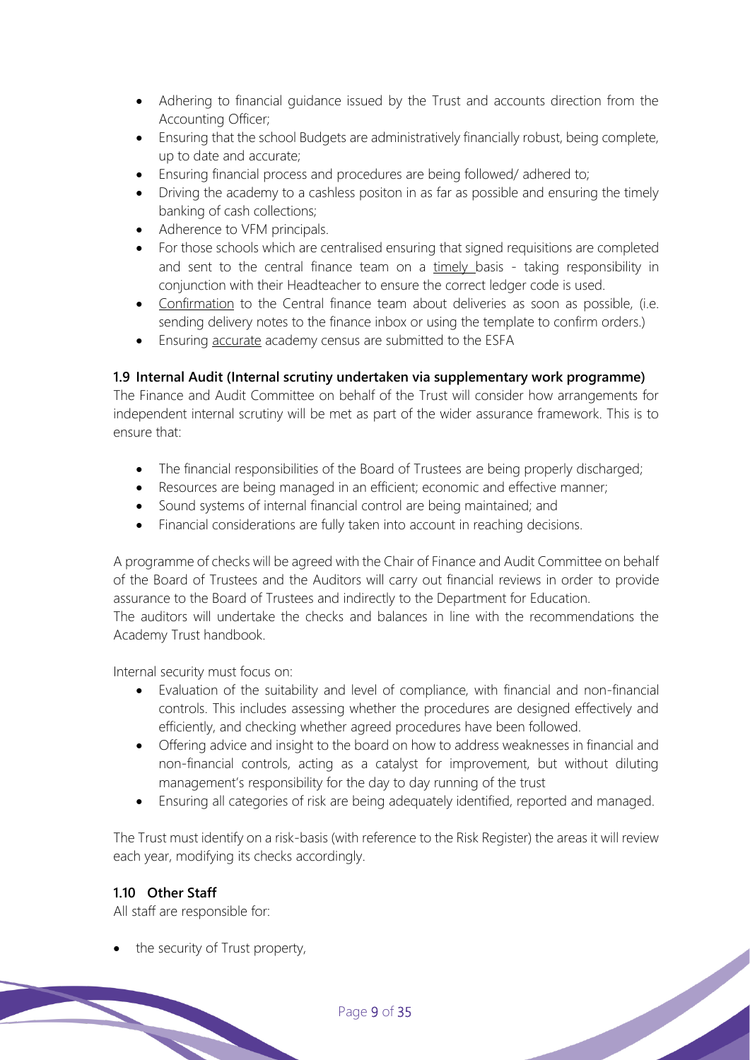- Adhering to financial guidance issued by the Trust and accounts direction from the Accounting Officer;
- Ensuring that the school Budgets are administratively financially robust, being complete, up to date and accurate;
- Ensuring financial process and procedures are being followed/ adhered to;
- Driving the academy to a cashless positon in as far as possible and ensuring the timely banking of cash collections;
- Adherence to VFM principals.
- For those schools which are centralised ensuring that signed requisitions are completed and sent to the central finance team on a timely basis - taking responsibility in conjunction with their Headteacher to ensure the correct ledger code is used.
- Confirmation to the Central finance team about deliveries as soon as possible, (i.e. sending delivery notes to the finance inbox or using the template to confirm orders.)
- Ensuring accurate academy census are submitted to the ESFA

### 1.9 Internal Audit (Internal scrutiny undertaken via supplementary work programme)

The Finance and Audit Committee on behalf of the Trust will consider how arrangements for independent internal scrutiny will be met as part of the wider assurance framework. This is to ensure that:

- The financial responsibilities of the Board of Trustees are being properly discharged;
- Resources are being managed in an efficient; economic and effective manner;
- Sound systems of internal financial control are being maintained; and
- Financial considerations are fully taken into account in reaching decisions.

A programme of checks will be agreed with the Chair of Finance and Audit Committee on behalf of the Board of Trustees and the Auditors will carry out financial reviews in order to provide assurance to the Board of Trustees and indirectly to the Department for Education.
The auditors will undertake the checks and balances in line with the recommendations the Academy Trust handbook.

Internal security must focus on:

- Evaluation of the suitability and level of compliance, with financial and non-financial controls. This includes assessing whether the procedures are designed effectively and efficiently, and checking whether agreed procedures have been followed.
- Offering advice and insight to the board on how to address weaknesses in financial and non-financial controls, acting as a catalyst for improvement, but without diluting management's responsibility for the day to day running of the trust
- Ensuring all categories of risk are being adequately identified, reported and managed.

The Trust must identify on a risk-basis (with reference to the Risk Register) the areas it will review each year, modifying its checks accordingly.

### 1.10 Other Staff

All staff are responsible for:

- the security of Trust property,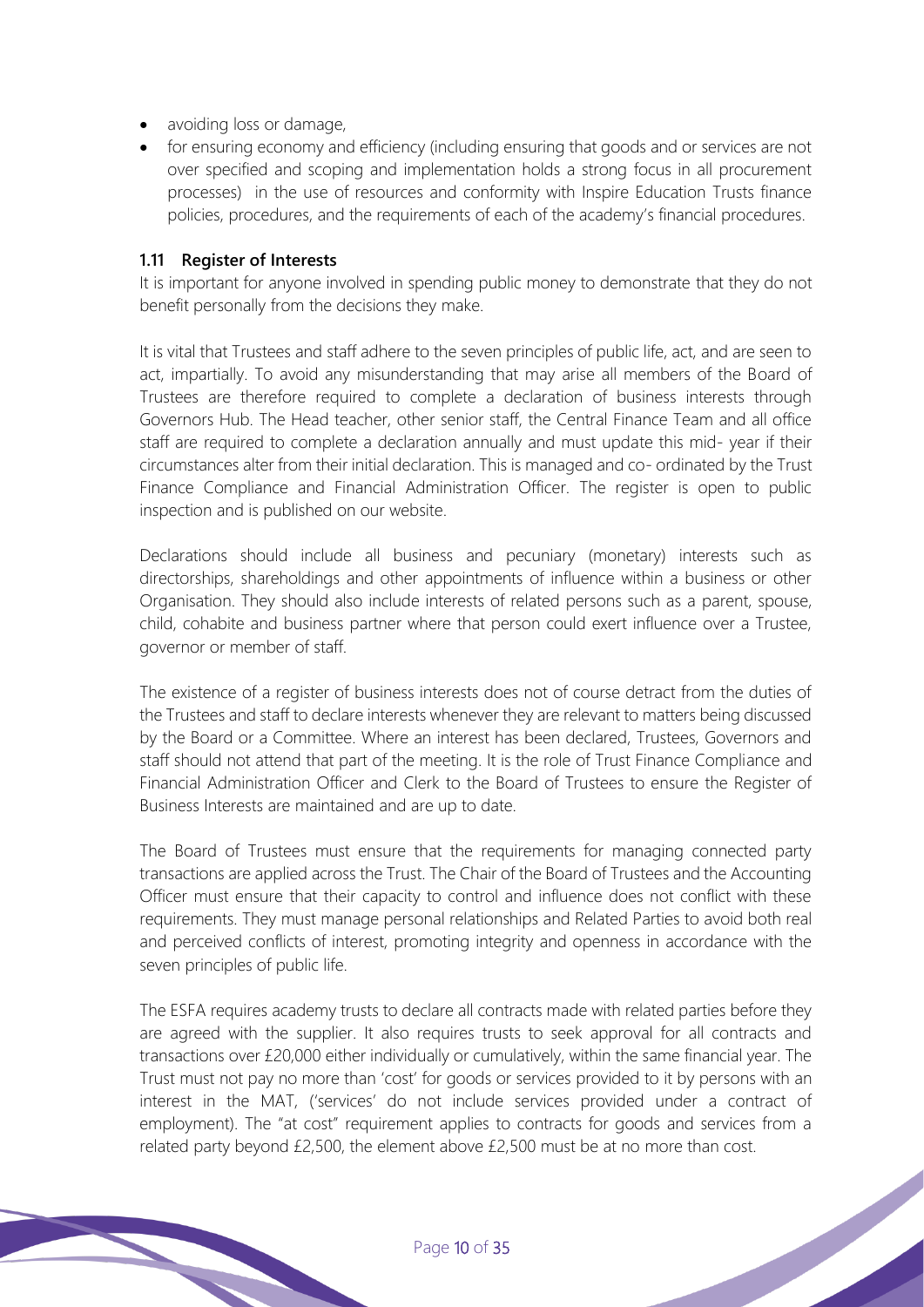- avoiding loss or damage,
- for ensuring economy and efficiency (including ensuring that goods and or services are not over specified and scoping and implementation holds a strong focus in all procurement processes) in the use of resources and conformity with Inspire Education Trusts finance policies, procedures, and the requirements of each of the academy's financial procedures.

### 1.11 Register of Interests

It is important for anyone involved in spending public money to demonstrate that they do not benefit personally from the decisions they make.

It is vital that Trustees and staff adhere to the seven principles of public life, act, and are seen to act, impartially. To avoid any misunderstanding that may arise all members of the Board of Trustees are therefore required to complete a declaration of business interests through Governors Hub. The Head teacher, other senior staff, the Central Finance Team and all office staff are required to complete a declaration annually and must update this mid- year if their circumstances alter from their initial declaration. This is managed and co- ordinated by the Trust Finance Compliance and Financial Administration Officer. The register is open to public inspection and is published on our website.

Declarations should include all business and pecuniary (monetary) interests such as directorships, shareholdings and other appointments of influence within a business or other Organisation. They should also include interests of related persons such as a parent, spouse, child, cohabite and business partner where that person could exert influence over a Trustee, governor or member of staff.

The existence of a register of business interests does not of course detract from the duties of the Trustees and staff to declare interests whenever they are relevant to matters being discussed by the Board or a Committee. Where an interest has been declared, Trustees, Governors and staff should not attend that part of the meeting. It is the role of Trust Finance Compliance and Financial Administration Officer and Clerk to the Board of Trustees to ensure the Register of Business Interests are maintained and are up to date.

The Board of Trustees must ensure that the requirements for managing connected party transactions are applied across the Trust. The Chair of the Board of Trustees and the Accounting Officer must ensure that their capacity to control and influence does not conflict with these requirements. They must manage personal relationships and Related Parties to avoid both real and perceived conflicts of interest, promoting integrity and openness in accordance with the seven principles of public life.

The ESFA requires academy trusts to declare all contracts made with related parties before they are agreed with the supplier. It also requires trusts to seek approval for all contracts and transactions over £20,000 either individually or cumulatively, within the same financial year. The Trust must not pay no more than 'cost' for goods or services provided to it by persons with an interest in the MAT, ('services' do not include services provided under a contract of employment). The "at cost" requirement applies to contracts for goods and services from a related party beyond £2,500, the element above £2,500 must be at no more than cost.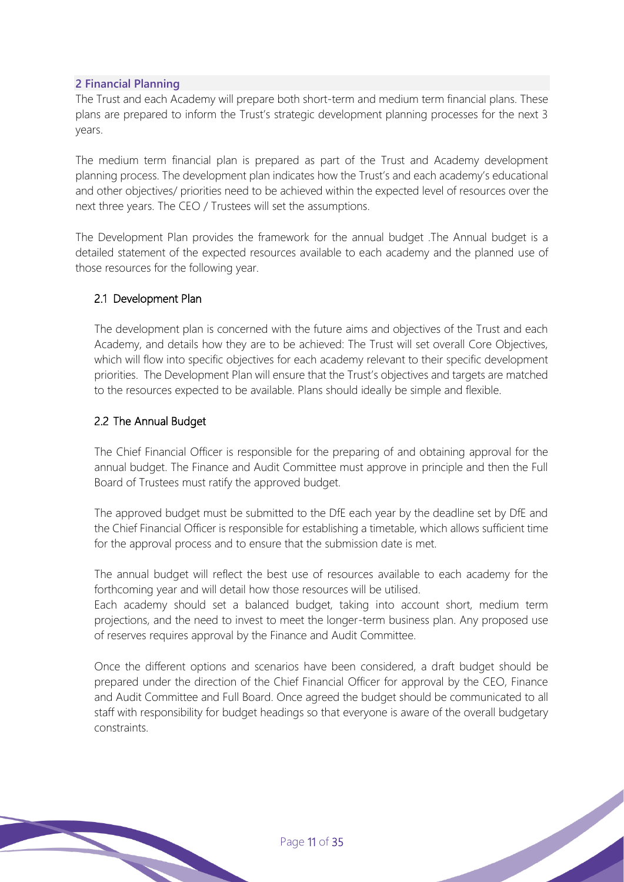## 2 Financial Planning

The Trust and each Academy will prepare both short-term and medium term financial plans. These plans are prepared to inform the Trust's strategic development planning processes for the next 3 years.

The medium term financial plan is prepared as part of the Trust and Academy development planning process. The development plan indicates how the Trust's and each academy's educational and other objectives/ priorities need to be achieved within the expected level of resources over the next three years. The CEO / Trustees will set the assumptions.

The Development Plan provides the framework for the annual budget .The Annual budget is a detailed statement of the expected resources available to each academy and the planned use of those resources for the following year.

### 2.1 Development Plan

The development plan is concerned with the future aims and objectives of the Trust and each Academy, and details how they are to be achieved: The Trust will set overall Core Objectives, which will flow into specific objectives for each academy relevant to their specific development priorities. The Development Plan will ensure that the Trust's objectives and targets are matched to the resources expected to be available. Plans should ideally be simple and flexible.

### 2.2 The Annual Budget

The Chief Financial Officer is responsible for the preparing of and obtaining approval for the annual budget. The Finance and Audit Committee must approve in principle and then the Full Board of Trustees must ratify the approved budget.

The approved budget must be submitted to the DfE each year by the deadline set by DfE and the Chief Financial Officer is responsible for establishing a timetable, which allows sufficient time for the approval process and to ensure that the submission date is met.

The annual budget will reflect the best use of resources available to each academy for the forthcoming year and will detail how those resources will be utilised.
Each academy should set a balanced budget, taking into account short, medium term projections, and the need to invest to meet the longer-term business plan. Any proposed use of reserves requires approval by the Finance and Audit Committee.

Once the different options and scenarios have been considered, a draft budget should be prepared under the direction of the Chief Financial Officer for approval by the CEO, Finance and Audit Committee and Full Board. Once agreed the budget should be communicated to all staff with responsibility for budget headings so that everyone is aware of the overall budgetary constraints.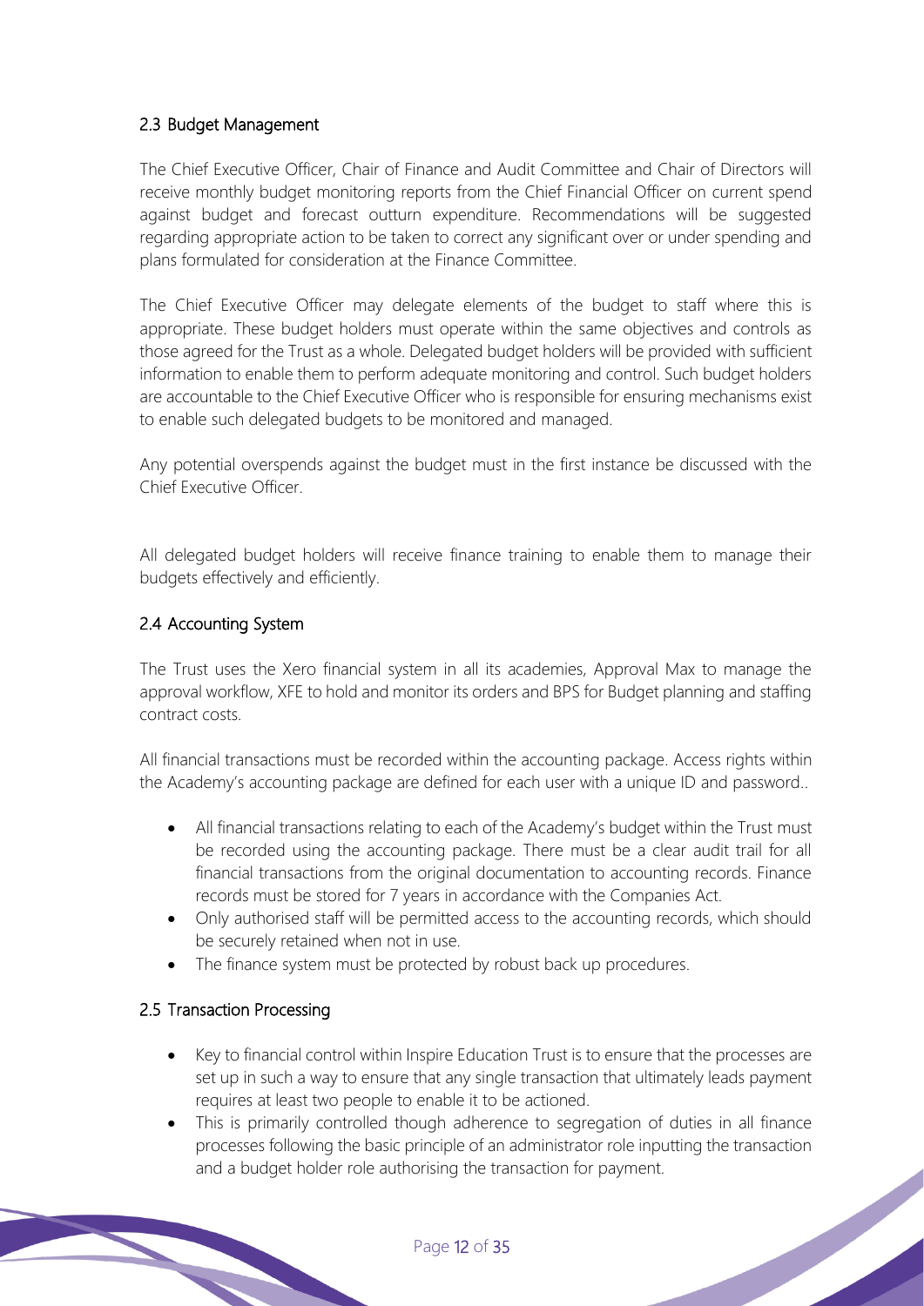## 2.3 Budget Management

The Chief Executive Officer, Chair of Finance and Audit Committee and Chair of Directors will receive monthly budget monitoring reports from the Chief Financial Officer on current spend against budget and forecast outturn expenditure. Recommendations will be suggested regarding appropriate action to be taken to correct any significant over or under spending and plans formulated for consideration at the Finance Committee.

The Chief Executive Officer may delegate elements of the budget to staff where this is appropriate. These budget holders must operate within the same objectives and controls as those agreed for the Trust as a whole. Delegated budget holders will be provided with sufficient information to enable them to perform adequate monitoring and control. Such budget holders are accountable to the Chief Executive Officer who is responsible for ensuring mechanisms exist to enable such delegated budgets to be monitored and managed.

Any potential overspends against the budget must in the first instance be discussed with the Chief Executive Officer.

All delegated budget holders will receive finance training to enable them to manage their budgets effectively and efficiently.

## 2.4 Accounting System

The Trust uses the Xero financial system in all its academies, Approval Max to manage the approval workflow, XFE to hold and monitor its orders and BPS for Budget planning and staffing contract costs.

All financial transactions must be recorded within the accounting package. Access rights within the Academy's accounting package are defined for each user with a unique ID and password..

- All financial transactions relating to each of the Academy's budget within the Trust must be recorded using the accounting package. There must be a clear audit trail for all financial transactions from the original documentation to accounting records. Finance records must be stored for 7 years in accordance with the Companies Act.
- Only authorised staff will be permitted access to the accounting records, which should be securely retained when not in use.
- The finance system must be protected by robust back up procedures.

## 2.5 Transaction Processing

- Key to financial control within Inspire Education Trust is to ensure that the processes are set up in such a way to ensure that any single transaction that ultimately leads payment requires at least two people to enable it to be actioned.
- This is primarily controlled though adherence to segregation of duties in all finance processes following the basic principle of an administrator role inputting the transaction and a budget holder role authorising the transaction for payment.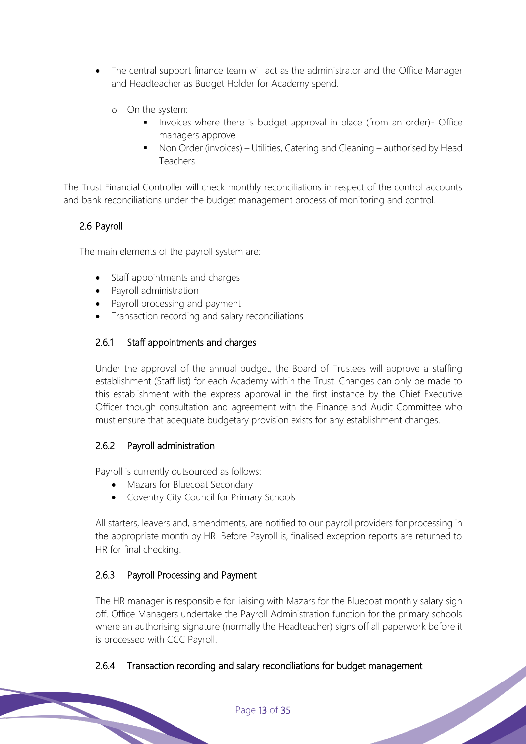- The central support finance team will act as the administrator and the Office Manager and Headteacher as Budget Holder for Academy spend.
    - On the system:
        - Invoices where there is budget approval in place (from an order)- Office managers approve
        - Non Order (invoices) – Utilities, Catering and Cleaning – authorised by Head Teachers

The Trust Financial Controller will check monthly reconciliations in respect of the control accounts and bank reconciliations under the budget management process of monitoring and control.

### 2.6 Payroll

The main elements of the payroll system are:

- Staff appointments and charges
- Payroll administration
- Payroll processing and payment
- Transaction recording and salary reconciliations

#### 2.6.1 Staff appointments and charges

Under the approval of the annual budget, the Board of Trustees will approve a staffing establishment (Staff list) for each Academy within the Trust. Changes can only be made to this establishment with the express approval in the first instance by the Chief Executive Officer though consultation and agreement with the Finance and Audit Committee who must ensure that adequate budgetary provision exists for any establishment changes.

#### 2.6.2 Payroll administration

Payroll is currently outsourced as follows:

- Mazars for Bluecoat Secondary
- Coventry City Council for Primary Schools

All starters, leavers and, amendments, are notified to our payroll providers for processing in the appropriate month by HR. Before Payroll is, finalised exception reports are returned to HR for final checking.

#### 2.6.3 Payroll Processing and Payment

The HR manager is responsible for liaising with Mazars for the Bluecoat monthly salary sign off. Office Managers undertake the Payroll Administration function for the primary schools where an authorising signature (normally the Headteacher) signs off all paperwork before it is processed with CCC Payroll.

#### 2.6.4 Transaction recording and salary reconciliations for budget management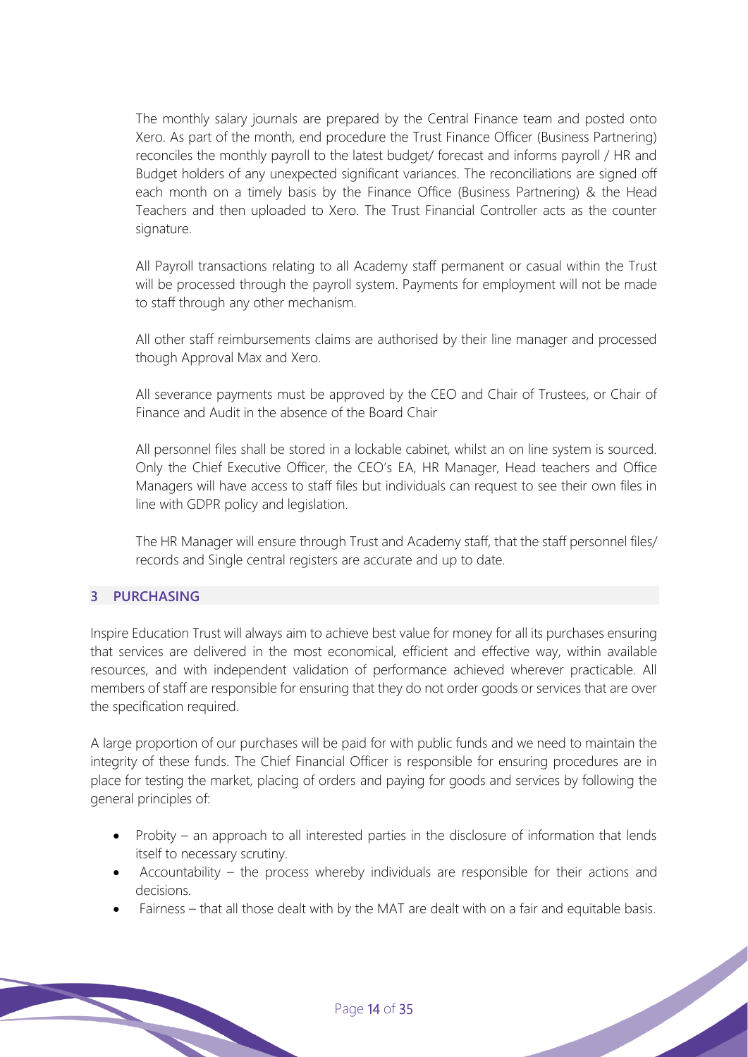The monthly salary journals are prepared by the Central Finance team and posted onto Xero. As part of the month, end procedure the Trust Finance Officer (Business Partnering) reconciles the monthly payroll to the latest budget/ forecast and informs payroll / HR and Budget holders of any unexpected significant variances. The reconciliations are signed off each month on a timely basis by the Finance Office (Business Partnering) & the Head Teachers and then uploaded to Xero. The Trust Financial Controller acts as the counter signature.

All Payroll transactions relating to all Academy staff permanent or casual within the Trust will be processed through the payroll system. Payments for employment will not be made to staff through any other mechanism.

All other staff reimbursements claims are authorised by their line manager and processed though Approval Max and Xero.

All severance payments must be approved by the CEO and Chair of Trustees, or Chair of Finance and Audit in the absence of the Board Chair

All personnel files shall be stored in a lockable cabinet, whilst an on line system is sourced. Only the Chief Executive Officer, the CEO's EA, HR Manager, Head teachers and Office Managers will have access to staff files but individuals can request to see their own files in line with GDPR policy and legislation.

The HR Manager will ensure through Trust and Academy staff, that the staff personnel files/ records and Single central registers are accurate and up to date.

## 3 PURCHASING

Inspire Education Trust will always aim to achieve best value for money for all its purchases ensuring that services are delivered in the most economical, efficient and effective way, within available resources, and with independent validation of performance achieved wherever practicable. All members of staff are responsible for ensuring that they do not order goods or services that are over the specification required.

A large proportion of our purchases will be paid for with public funds and we need to maintain the integrity of these funds. The Chief Financial Officer is responsible for ensuring procedures are in place for testing the market, placing of orders and paying for goods and services by following the general principles of:

- Probity – an approach to all interested parties in the disclosure of information that lends itself to necessary scrutiny.
- Accountability – the process whereby individuals are responsible for their actions and decisions.
- Fairness – that all those dealt with by the MAT are dealt with on a fair and equitable basis.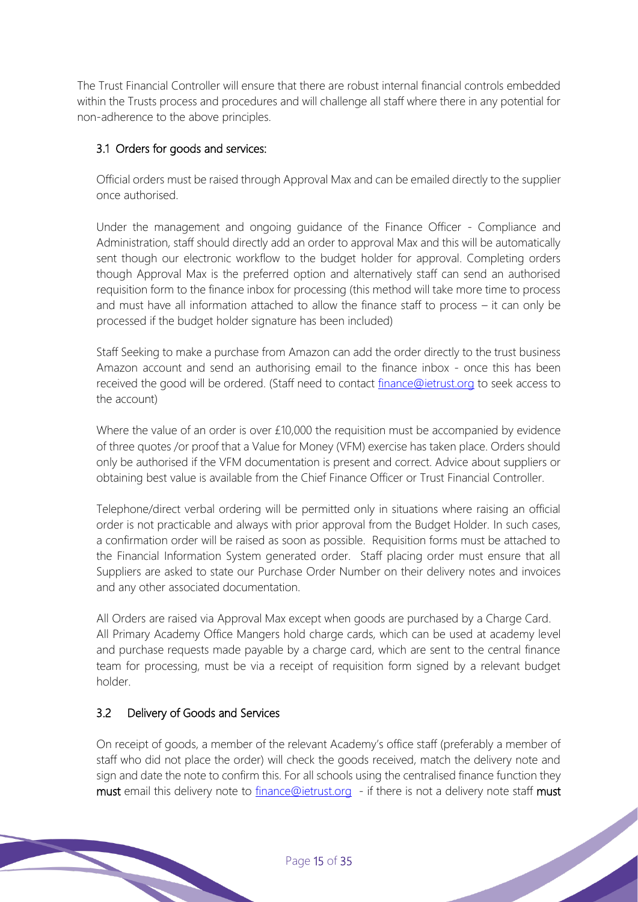The Trust Financial Controller will ensure that there are robust internal financial controls embedded within the Trusts process and procedures and will challenge all staff where there in any potential for non-adherence to the above principles.

### 3.1 Orders for goods and services:

Official orders must be raised through Approval Max and can be emailed directly to the supplier once authorised.

Under the management and ongoing guidance of the Finance Officer - Compliance and Administration, staff should directly add an order to approval Max and this will be automatically sent though our electronic workflow to the budget holder for approval. Completing orders though Approval Max is the preferred option and alternatively staff can send an authorised requisition form to the finance inbox for processing (this method will take more time to process and must have all information attached to allow the finance staff to process – it can only be processed if the budget holder signature has been included)

Staff Seeking to make a purchase from Amazon can add the order directly to the trust business Amazon account and send an authorising email to the finance inbox - once this has been received the good will be ordered. (Staff need to contact finance@ietrust.org to seek access to the account)

Where the value of an order is over £10,000 the requisition must be accompanied by evidence of three quotes /or proof that a Value for Money (VFM) exercise has taken place. Orders should only be authorised if the VFM documentation is present and correct. Advice about suppliers or obtaining best value is available from the Chief Finance Officer or Trust Financial Controller.

Telephone/direct verbal ordering will be permitted only in situations where raising an official order is not practicable and always with prior approval from the Budget Holder. In such cases, a confirmation order will be raised as soon as possible. Requisition forms must be attached to the Financial Information System generated order. Staff placing order must ensure that all Suppliers are asked to state our Purchase Order Number on their delivery notes and invoices and any other associated documentation.

All Orders are raised via Approval Max except when goods are purchased by a Charge Card. All Primary Academy Office Mangers hold charge cards, which can be used at academy level and purchase requests made payable by a charge card, which are sent to the central finance team for processing, must be via a receipt of requisition form signed by a relevant budget holder.

### 3.2 Delivery of Goods and Services

On receipt of goods, a member of the relevant Academy's office staff (preferably a member of staff who did not place the order) will check the goods received, match the delivery note and sign and date the note to confirm this. For all schools using the centralised finance function they **must** email this delivery note to finance@ietrust.org - if there is not a delivery note staff **must**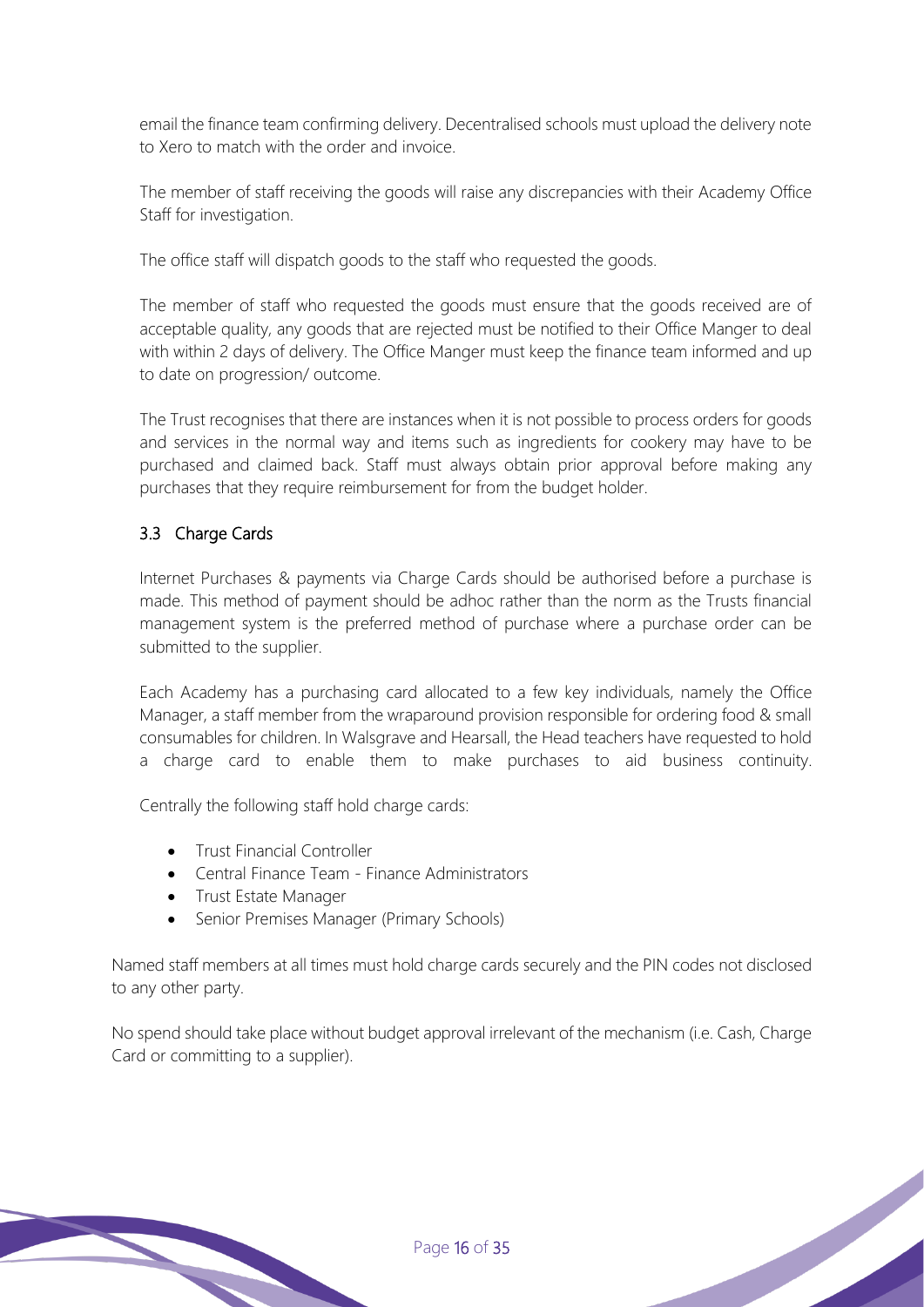email the finance team confirming delivery. Decentralised schools must upload the delivery note to Xero to match with the order and invoice.

The member of staff receiving the goods will raise any discrepancies with their Academy Office Staff for investigation.

The office staff will dispatch goods to the staff who requested the goods.

The member of staff who requested the goods must ensure that the goods received are of acceptable quality, any goods that are rejected must be notified to their Office Manger to deal with within 2 days of delivery. The Office Manger must keep the finance team informed and up to date on progression/ outcome.

The Trust recognises that there are instances when it is not possible to process orders for goods and services in the normal way and items such as ingredients for cookery may have to be purchased and claimed back. Staff must always obtain prior approval before making any purchases that they require reimbursement for from the budget holder.

### 3.3 Charge Cards

Internet Purchases & payments via Charge Cards should be authorised before a purchase is made. This method of payment should be adhoc rather than the norm as the Trusts financial management system is the preferred method of purchase where a purchase order can be submitted to the supplier.

Each Academy has a purchasing card allocated to a few key individuals, namely the Office Manager, a staff member from the wraparound provision responsible for ordering food & small consumables for children. In Walsgrave and Hearsall, the Head teachers have requested to hold a charge card to enable them to make purchases to aid business continuity.

Centrally the following staff hold charge cards:

- Trust Financial Controller
- Central Finance Team - Finance Administrators
- Trust Estate Manager
- Senior Premises Manager (Primary Schools)

Named staff members at all times must hold charge cards securely and the PIN codes not disclosed to any other party.

No spend should take place without budget approval irrelevant of the mechanism (i.e. Cash, Charge Card or committing to a supplier).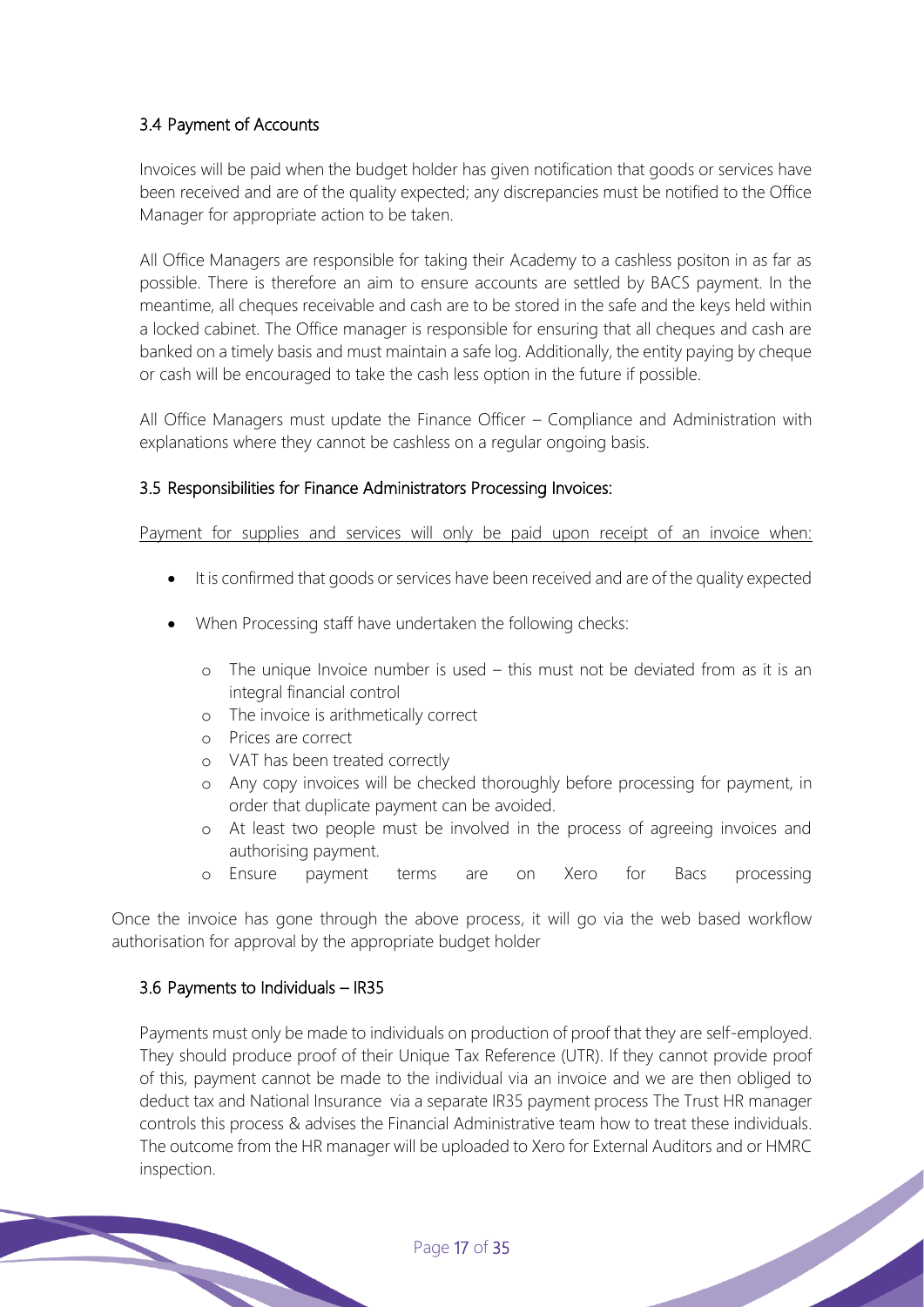### 3.4 Payment of Accounts

Invoices will be paid when the budget holder has given notification that goods or services have been received and are of the quality expected; any discrepancies must be notified to the Office Manager for appropriate action to be taken.

All Office Managers are responsible for taking their Academy to a cashless positon in as far as possible. There is therefore an aim to ensure accounts are settled by BACS payment. In the meantime, all cheques receivable and cash are to be stored in the safe and the keys held within a locked cabinet. The Office manager is responsible for ensuring that all cheques and cash are banked on a timely basis and must maintain a safe log. Additionally, the entity paying by cheque or cash will be encouraged to take the cash less option in the future if possible.

All Office Managers must update the Finance Officer – Compliance and Administration with explanations where they cannot be cashless on a regular ongoing basis.

### 3.5 Responsibilities for Finance Administrators Processing Invoices:

<u>Payment for supplies and services will only be paid upon receipt of an invoice when:</u>

- It is confirmed that goods or services have been received and are of the quality expected
- When Processing staff have undertaken the following checks:
  - The unique Invoice number is used – this must not be deviated from as it is an integral financial control
  - The invoice is arithmetically correct
  - Prices are correct
  - VAT has been treated correctly
  - Any copy invoices will be checked thoroughly before processing for payment, in order that duplicate payment can be avoided.
  - At least two people must be involved in the process of agreeing invoices and authorising payment.
  - Ensure payment terms are on Xero for Bacs processing

Once the invoice has gone through the above process, it will go via the web based workflow authorisation for approval by the appropriate budget holder

### 3.6 Payments to Individuals – IR35

Payments must only be made to individuals on production of proof that they are self-employed. They should produce proof of their Unique Tax Reference (UTR). If they cannot provide proof of this, payment cannot be made to the individual via an invoice and we are then obliged to deduct tax and National Insurance via a separate IR35 payment process The Trust HR manager controls this process & advises the Financial Administrative team how to treat these individuals. The outcome from the HR manager will be uploaded to Xero for External Auditors and or HMRC inspection.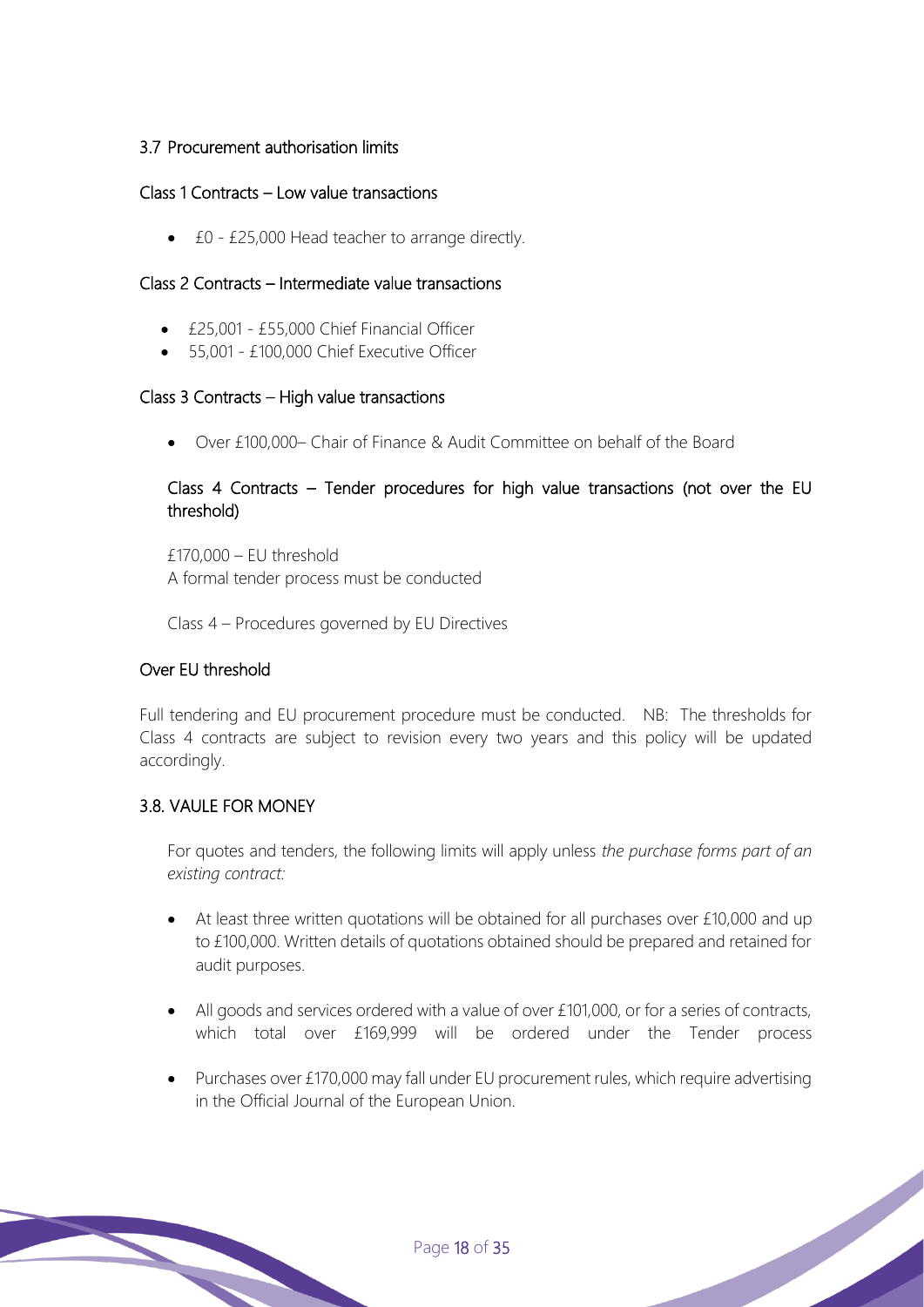### 3.7 Procurement authorisation limits

#### Class 1 Contracts – Low value transactions

- £0 - £25,000 Head teacher to arrange directly.

#### Class 2 Contracts – Intermediate value transactions

- £25,001 - £55,000 Chief Financial Officer
- 55,001 - £100,000 Chief Executive Officer

#### Class 3 Contracts – High value transactions

- Over £100,000– Chair of Finance & Audit Committee on behalf of the Board

#### Class 4 Contracts – Tender procedures for high value transactions (not over the EU threshold)

£170,000 – EU threshold
A formal tender process must be conducted

Class 4 – Procedures governed by EU Directives

#### Over EU threshold

Full tendering and EU procurement procedure must be conducted. NB: The thresholds for Class 4 contracts are subject to revision every two years and this policy will be updated accordingly.

### 3.8. VAULE FOR MONEY

For quotes and tenders, the following limits will apply unless *the purchase forms part of an existing contract:*

- At least three written quotations will be obtained for all purchases over £10,000 and up to £100,000. Written details of quotations obtained should be prepared and retained for audit purposes.
- All goods and services ordered with a value of over £101,000, or for a series of contracts, which total over £169,999 will be ordered under the Tender process
- Purchases over £170,000 may fall under EU procurement rules, which require advertising in the Official Journal of the European Union.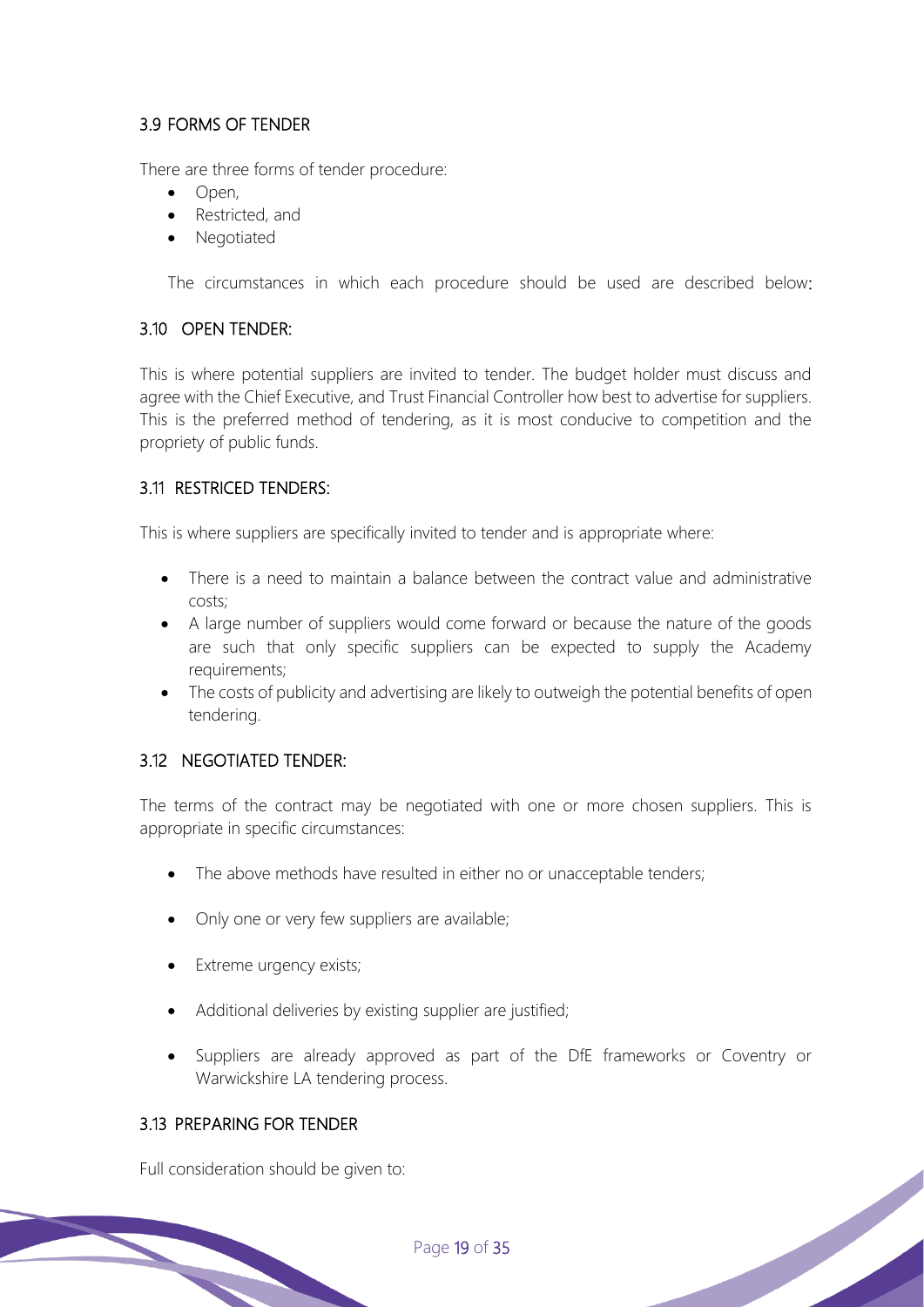### 3.9 FORMS OF TENDER

There are three forms of tender procedure:

- Open,
- Restricted, and
- Negotiated

The circumstances in which each procedure should be used are described below:

### 3.10 OPEN TENDER:

This is where potential suppliers are invited to tender. The budget holder must discuss and agree with the Chief Executive, and Trust Financial Controller how best to advertise for suppliers. This is the preferred method of tendering, as it is most conducive to competition and the propriety of public funds.

### 3.11 RESTRICED TENDERS:

This is where suppliers are specifically invited to tender and is appropriate where:

- There is a need to maintain a balance between the contract value and administrative costs;
- A large number of suppliers would come forward or because the nature of the goods are such that only specific suppliers can be expected to supply the Academy requirements;
- The costs of publicity and advertising are likely to outweigh the potential benefits of open tendering.

### 3.12 NEGOTIATED TENDER:

The terms of the contract may be negotiated with one or more chosen suppliers. This is appropriate in specific circumstances:

- The above methods have resulted in either no or unacceptable tenders;
- Only one or very few suppliers are available;
- Extreme urgency exists;
- Additional deliveries by existing supplier are justified;
- Suppliers are already approved as part of the DfE frameworks or Coventry or Warwickshire LA tendering process.

### 3.13 PREPARING FOR TENDER

Full consideration should be given to: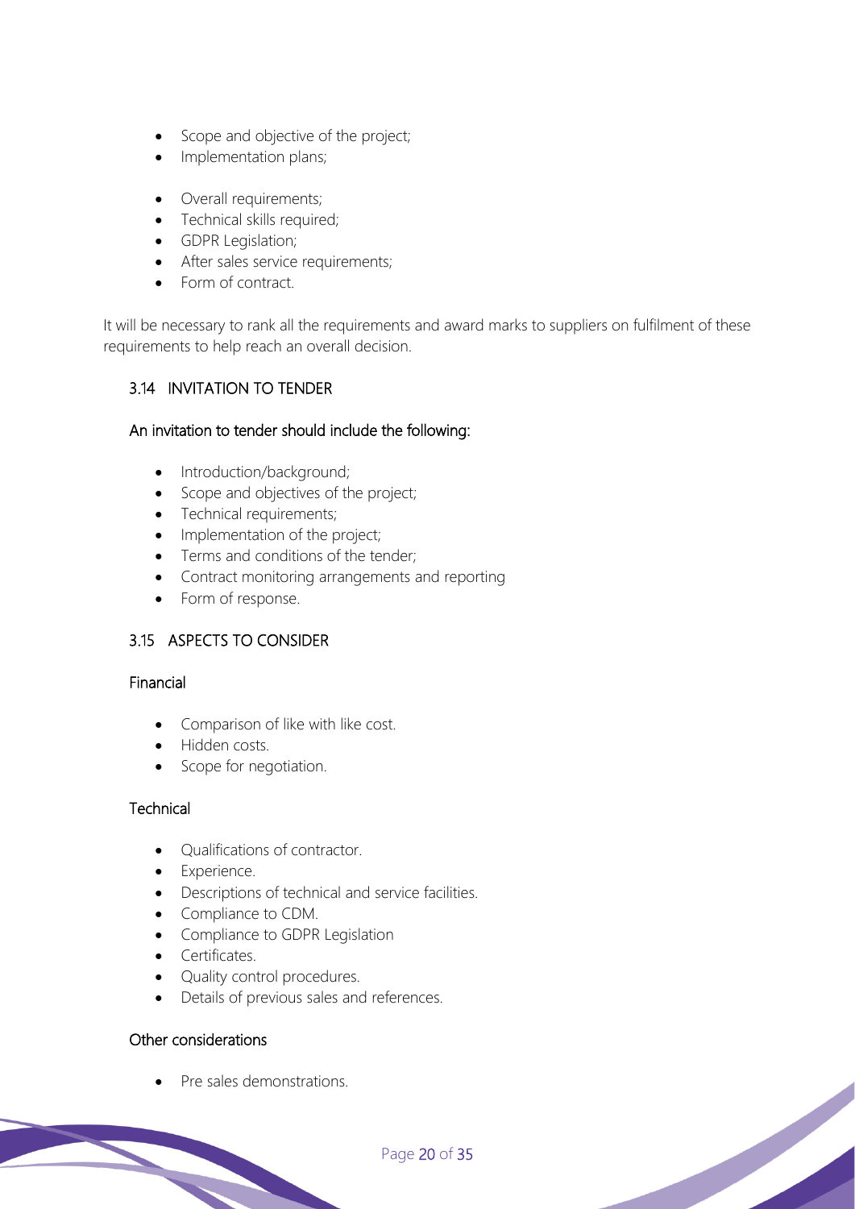- Scope and objective of the project;
- Implementation plans;

- Overall requirements;
- Technical skills required;
- GDPR Legislation;
- After sales service requirements;
- Form of contract.

It will be necessary to rank all the requirements and award marks to suppliers on fulfilment of these requirements to help reach an overall decision.

## 3.14 INVITATION TO TENDER

### An invitation to tender should include the following:

- Introduction/background;
- Scope and objectives of the project;
- Technical requirements;
- Implementation of the project;
- Terms and conditions of the tender;
- Contract monitoring arrangements and reporting
- Form of response.

## 3.15 ASPECTS TO CONSIDER

### Financial

- Comparison of like with like cost.
- Hidden costs.
- Scope for negotiation.

### Technical

- Qualifications of contractor.
- Experience.
- Descriptions of technical and service facilities.
- Compliance to CDM.
- Compliance to GDPR Legislation
- Certificates.
- Quality control procedures.
- Details of previous sales and references.

### Other considerations

- Pre sales demonstrations.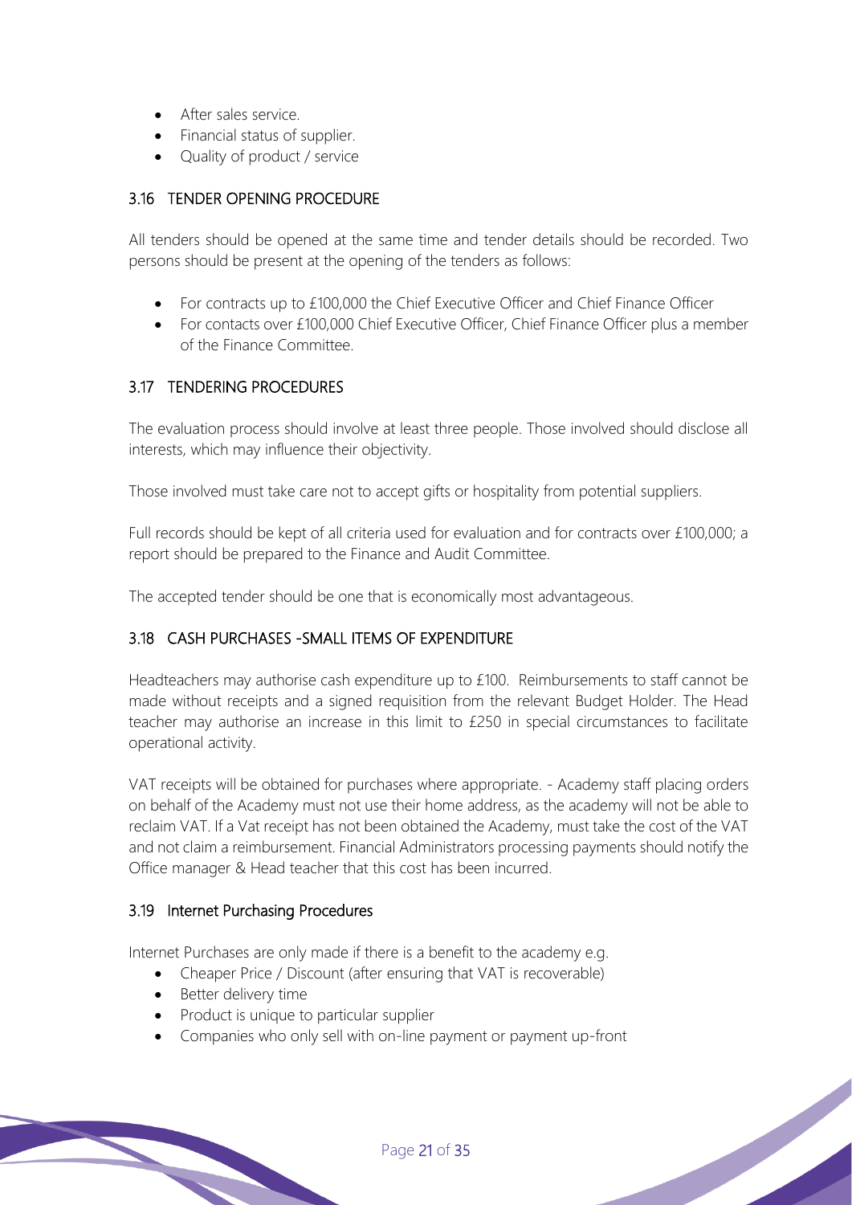- After sales service.
- Financial status of supplier.
- Quality of product / service

### 3.16 TENDER OPENING PROCEDURE

All tenders should be opened at the same time and tender details should be recorded. Two persons should be present at the opening of the tenders as follows:

- For contracts up to £100,000 the Chief Executive Officer and Chief Finance Officer
- For contacts over £100,000 Chief Executive Officer, Chief Finance Officer plus a member of the Finance Committee.

### 3.17 TENDERING PROCEDURES

The evaluation process should involve at least three people. Those involved should disclose all interests, which may influence their objectivity.

Those involved must take care not to accept gifts or hospitality from potential suppliers.

Full records should be kept of all criteria used for evaluation and for contracts over £100,000; a report should be prepared to the Finance and Audit Committee.

The accepted tender should be one that is economically most advantageous.

### 3.18 CASH PURCHASES -SMALL ITEMS OF EXPENDITURE

Headteachers may authorise cash expenditure up to £100. Reimbursements to staff cannot be made without receipts and a signed requisition from the relevant Budget Holder. The Head teacher may authorise an increase in this limit to £250 in special circumstances to facilitate operational activity.

VAT receipts will be obtained for purchases where appropriate. - Academy staff placing orders on behalf of the Academy must not use their home address, as the academy will not be able to reclaim VAT. If a Vat receipt has not been obtained the Academy, must take the cost of the VAT and not claim a reimbursement. Financial Administrators processing payments should notify the Office manager & Head teacher that this cost has been incurred.

### 3.19 Internet Purchasing Procedures

Internet Purchases are only made if there is a benefit to the academy e.g.

- Cheaper Price / Discount (after ensuring that VAT is recoverable)
- Better delivery time
- Product is unique to particular supplier
- Companies who only sell with on-line payment or payment up-front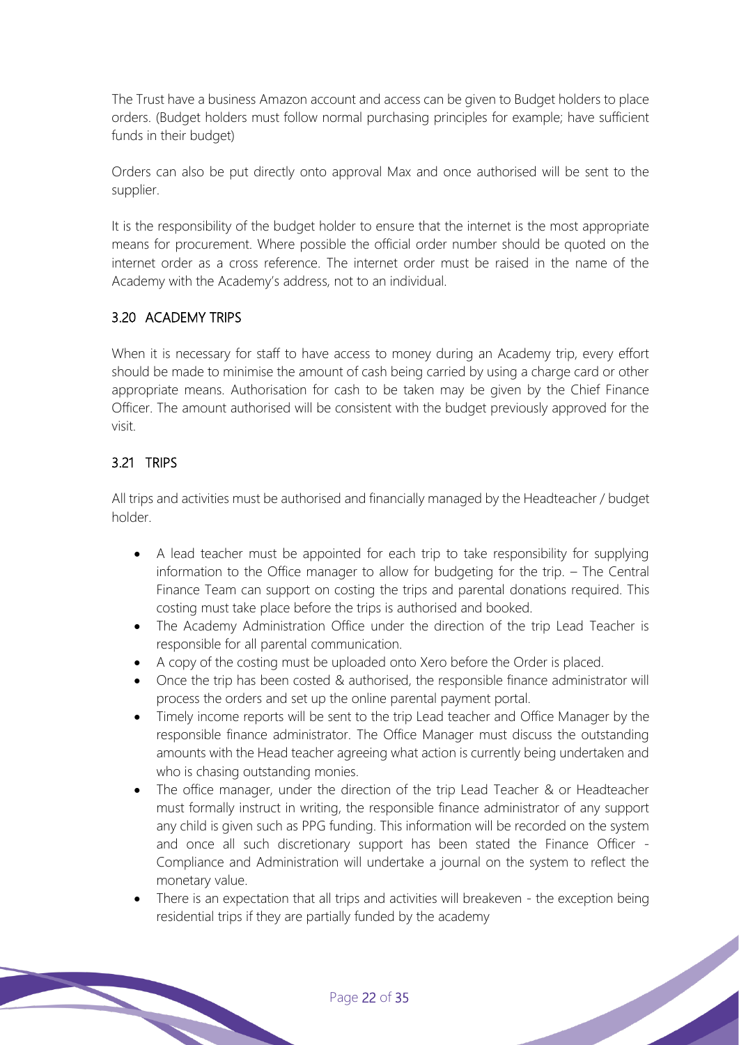The Trust have a business Amazon account and access can be given to Budget holders to place orders. (Budget holders must follow normal purchasing principles for example; have sufficient funds in their budget)

Orders can also be put directly onto approval Max and once authorised will be sent to the supplier.

It is the responsibility of the budget holder to ensure that the internet is the most appropriate means for procurement. Where possible the official order number should be quoted on the internet order as a cross reference. The internet order must be raised in the name of the Academy with the Academy's address, not to an individual.

### 3.20 ACADEMY TRIPS

When it is necessary for staff to have access to money during an Academy trip, every effort should be made to minimise the amount of cash being carried by using a charge card or other appropriate means. Authorisation for cash to be taken may be given by the Chief Finance Officer. The amount authorised will be consistent with the budget previously approved for the visit.

### 3.21 TRIPS

All trips and activities must be authorised and financially managed by the Headteacher / budget holder.

- A lead teacher must be appointed for each trip to take responsibility for supplying information to the Office manager to allow for budgeting for the trip. – The Central Finance Team can support on costing the trips and parental donations required. This costing must take place before the trips is authorised and booked.
- The Academy Administration Office under the direction of the trip Lead Teacher is responsible for all parental communication.
- A copy of the costing must be uploaded onto Xero before the Order is placed.
- Once the trip has been costed & authorised, the responsible finance administrator will process the orders and set up the online parental payment portal.
- Timely income reports will be sent to the trip Lead teacher and Office Manager by the responsible finance administrator. The Office Manager must discuss the outstanding amounts with the Head teacher agreeing what action is currently being undertaken and who is chasing outstanding monies.
- The office manager, under the direction of the trip Lead Teacher & or Headteacher must formally instruct in writing, the responsible finance administrator of any support any child is given such as PPG funding. This information will be recorded on the system and once all such discretionary support has been stated the Finance Officer - Compliance and Administration will undertake a journal on the system to reflect the monetary value.
- There is an expectation that all trips and activities will breakeven - the exception being residential trips if they are partially funded by the academy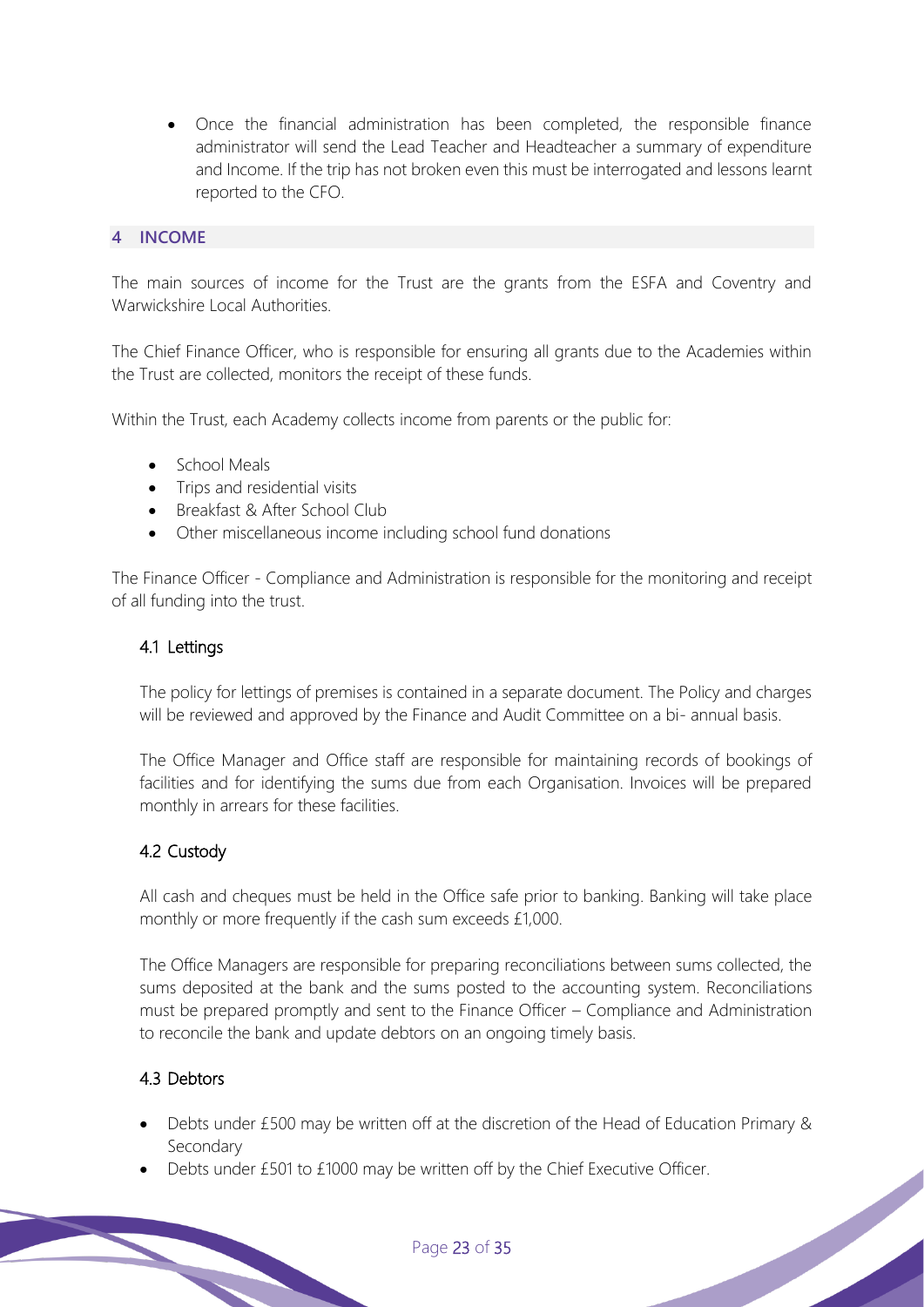- Once the financial administration has been completed, the responsible finance administrator will send the Lead Teacher and Headteacher a summary of expenditure and Income. If the trip has not broken even this must be interrogated and lessons learnt reported to the CFO.

## 4 INCOME

The main sources of income for the Trust are the grants from the ESFA and Coventry and Warwickshire Local Authorities.

The Chief Finance Officer, who is responsible for ensuring all grants due to the Academies within the Trust are collected, monitors the receipt of these funds.

Within the Trust, each Academy collects income from parents or the public for:

- School Meals
- Trips and residential visits
- Breakfast & After School Club
- Other miscellaneous income including school fund donations

The Finance Officer - Compliance and Administration is responsible for the monitoring and receipt of all funding into the trust.

### 4.1 Lettings

The policy for lettings of premises is contained in a separate document. The Policy and charges will be reviewed and approved by the Finance and Audit Committee on a bi- annual basis.

The Office Manager and Office staff are responsible for maintaining records of bookings of facilities and for identifying the sums due from each Organisation. Invoices will be prepared monthly in arrears for these facilities.

### 4.2 Custody

All cash and cheques must be held in the Office safe prior to banking. Banking will take place monthly or more frequently if the cash sum exceeds £1,000.

The Office Managers are responsible for preparing reconciliations between sums collected, the sums deposited at the bank and the sums posted to the accounting system. Reconciliations must be prepared promptly and sent to the Finance Officer – Compliance and Administration to reconcile the bank and update debtors on an ongoing timely basis.

### 4.3 Debtors

- Debts under £500 may be written off at the discretion of the Head of Education Primary & Secondary
- Debts under £501 to £1000 may be written off by the Chief Executive Officer.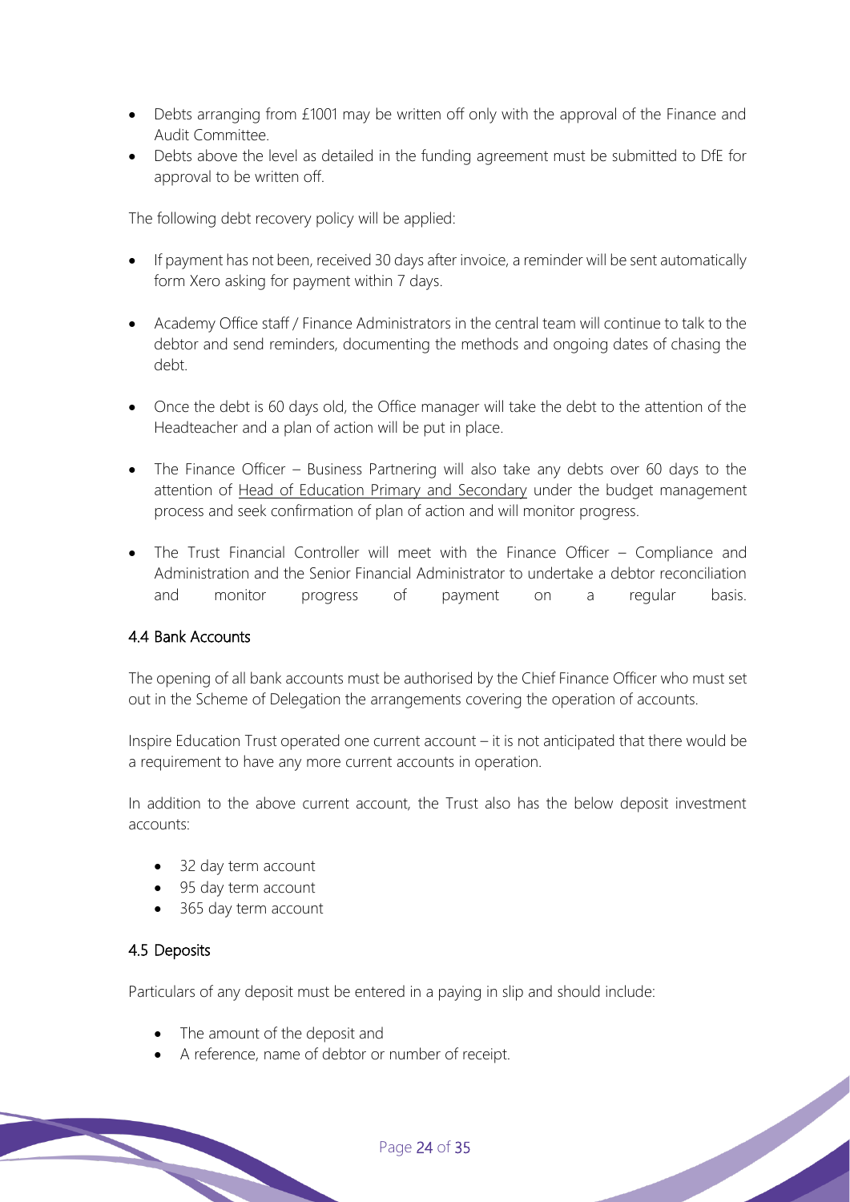- Debts arranging from £1001 may be written off only with the approval of the Finance and Audit Committee.
- Debts above the level as detailed in the funding agreement must be submitted to DfE for approval to be written off.

The following debt recovery policy will be applied:

- If payment has not been, received 30 days after invoice, a reminder will be sent automatically form Xero asking for payment within 7 days.

- Academy Office staff / Finance Administrators in the central team will continue to talk to the debtor and send reminders, documenting the methods and ongoing dates of chasing the debt.

- Once the debt is 60 days old, the Office manager will take the debt to the attention of the Headteacher and a plan of action will be put in place.

- The Finance Officer – Business Partnering will also take any debts over 60 days to the attention of Head of Education Primary and Secondary under the budget management process and seek confirmation of plan of action and will monitor progress.

- The Trust Financial Controller will meet with the Finance Officer – Compliance and Administration and the Senior Financial Administrator to undertake a debtor reconciliation and monitor progress of payment on a regular basis.

### 4.4 Bank Accounts

The opening of all bank accounts must be authorised by the Chief Finance Officer who must set out in the Scheme of Delegation the arrangements covering the operation of accounts.

Inspire Education Trust operated one current account – it is not anticipated that there would be a requirement to have any more current accounts in operation.

In addition to the above current account, the Trust also has the below deposit investment accounts:

- 32 day term account
- 95 day term account
- 365 day term account

### 4.5 Deposits

Particulars of any deposit must be entered in a paying in slip and should include:

- The amount of the deposit and
- A reference, name of debtor or number of receipt.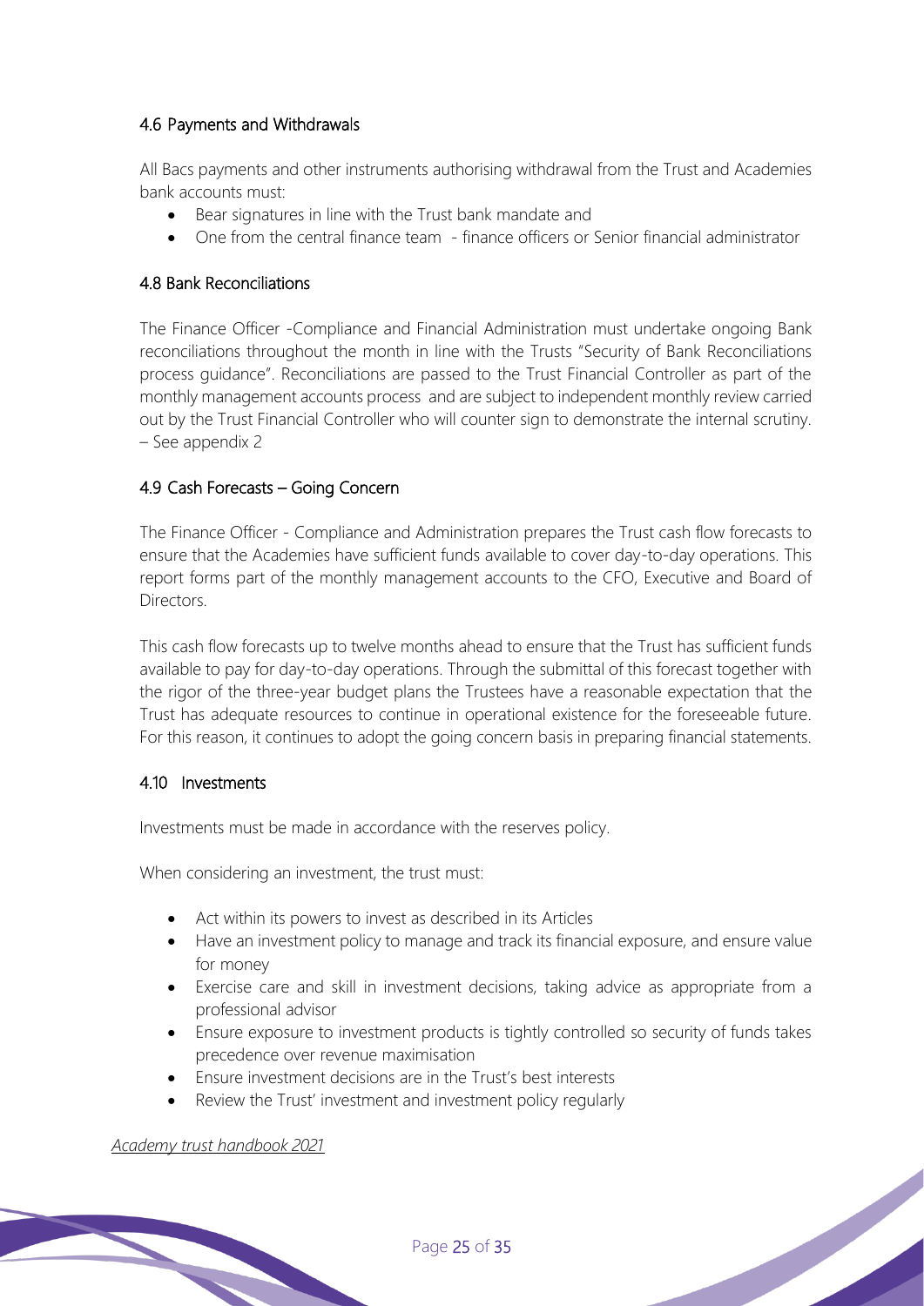### 4.6 Payments and Withdrawals

All Bacs payments and other instruments authorising withdrawal from the Trust and Academies bank accounts must:

- Bear signatures in line with the Trust bank mandate and
- One from the central finance team - finance officers or Senior financial administrator

### 4.8 Bank Reconciliations

The Finance Officer -Compliance and Financial Administration must undertake ongoing Bank reconciliations throughout the month in line with the Trusts "Security of Bank Reconciliations process guidance". Reconciliations are passed to the Trust Financial Controller as part of the monthly management accounts process and are subject to independent monthly review carried out by the Trust Financial Controller who will counter sign to demonstrate the internal scrutiny. – See appendix 2

### 4.9 Cash Forecasts – Going Concern

The Finance Officer - Compliance and Administration prepares the Trust cash flow forecasts to ensure that the Academies have sufficient funds available to cover day-to-day operations. This report forms part of the monthly management accounts to the CFO, Executive and Board of Directors.

This cash flow forecasts up to twelve months ahead to ensure that the Trust has sufficient funds available to pay for day-to-day operations. Through the submittal of this forecast together with the rigor of the three-year budget plans the Trustees have a reasonable expectation that the Trust has adequate resources to continue in operational existence for the foreseeable future. For this reason, it continues to adopt the going concern basis in preparing financial statements.

### 4.10 Investments

Investments must be made in accordance with the reserves policy.

When considering an investment, the trust must:

- Act within its powers to invest as described in its Articles
- Have an investment policy to manage and track its financial exposure, and ensure value for money
- Exercise care and skill in investment decisions, taking advice as appropriate from a professional advisor
- Ensure exposure to investment products is tightly controlled so security of funds takes precedence over revenue maximisation
- Ensure investment decisions are in the Trust's best interests
- Review the Trust' investment and investment policy regularly

*Academy trust handbook 2021*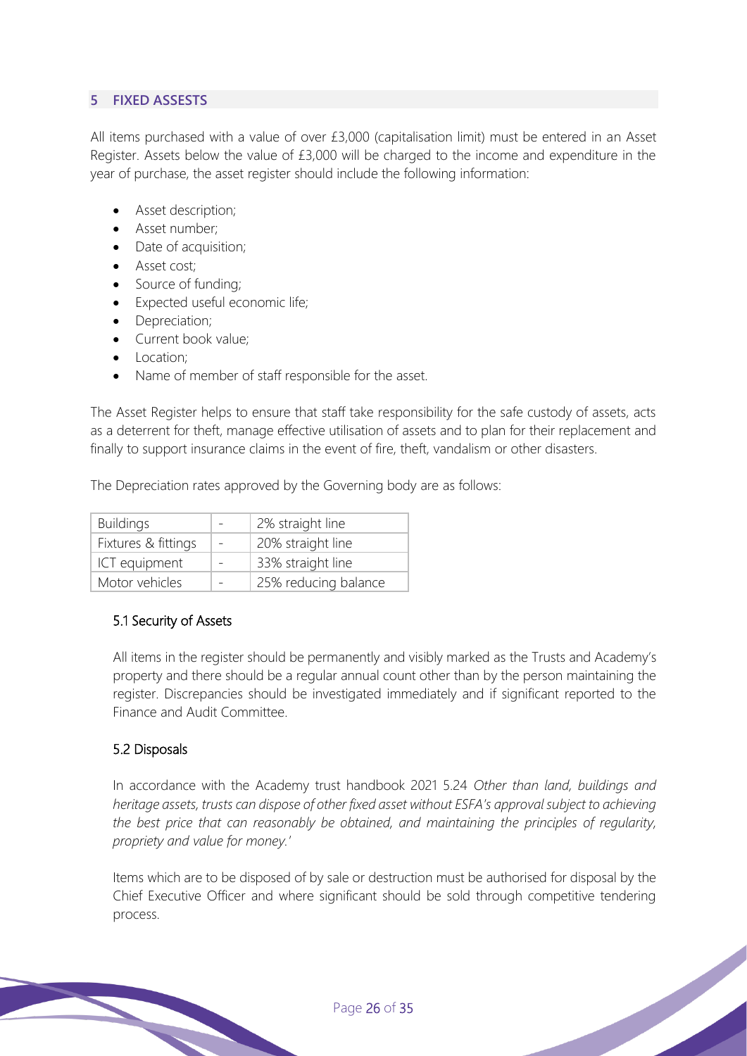## 5 FIXED ASSETS

All items purchased with a value of over £3,000 (capitalisation limit) must be entered in an Asset Register. Assets below the value of £3,000 will be charged to the income and expenditure in the year of purchase, the asset register should include the following information:

- Asset description;
- Asset number;
- Date of acquisition;
- Asset cost;
- Source of funding;
- Expected useful economic life;
- Depreciation;
- Current book value;
- Location;
- Name of member of staff responsible for the asset.

The Asset Register helps to ensure that staff take responsibility for the safe custody of assets, acts as a deterrent for theft, manage effective utilisation of assets and to plan for their replacement and finally to support insurance claims in the event of fire, theft, vandalism or other disasters.

The Depreciation rates approved by the Governing body are as follows:

| Buildings | - | 2% straight line |
|---|---|---|
| Fixtures & fittings | - | 20% straight line |
| ICT equipment | - | 33% straight line |
| Motor vehicles | - | 25% reducing balance |

### 5.1 Security of Assets

All items in the register should be permanently and visibly marked as the Trusts and Academy's property and there should be a regular annual count other than by the person maintaining the register. Discrepancies should be investigated immediately and if significant reported to the Finance and Audit Committee.

### 5.2 Disposals

In accordance with the Academy trust handbook 2021 5.24 *Other than land, buildings and heritage assets, trusts can dispose of other fixed asset without ESFA's approval subject to achieving the best price that can reasonably be obtained, and maintaining the principles of regularity, propriety and value for money.'*

Items which are to be disposed of by sale or destruction must be authorised for disposal by the Chief Executive Officer and where significant should be sold through competitive tendering process.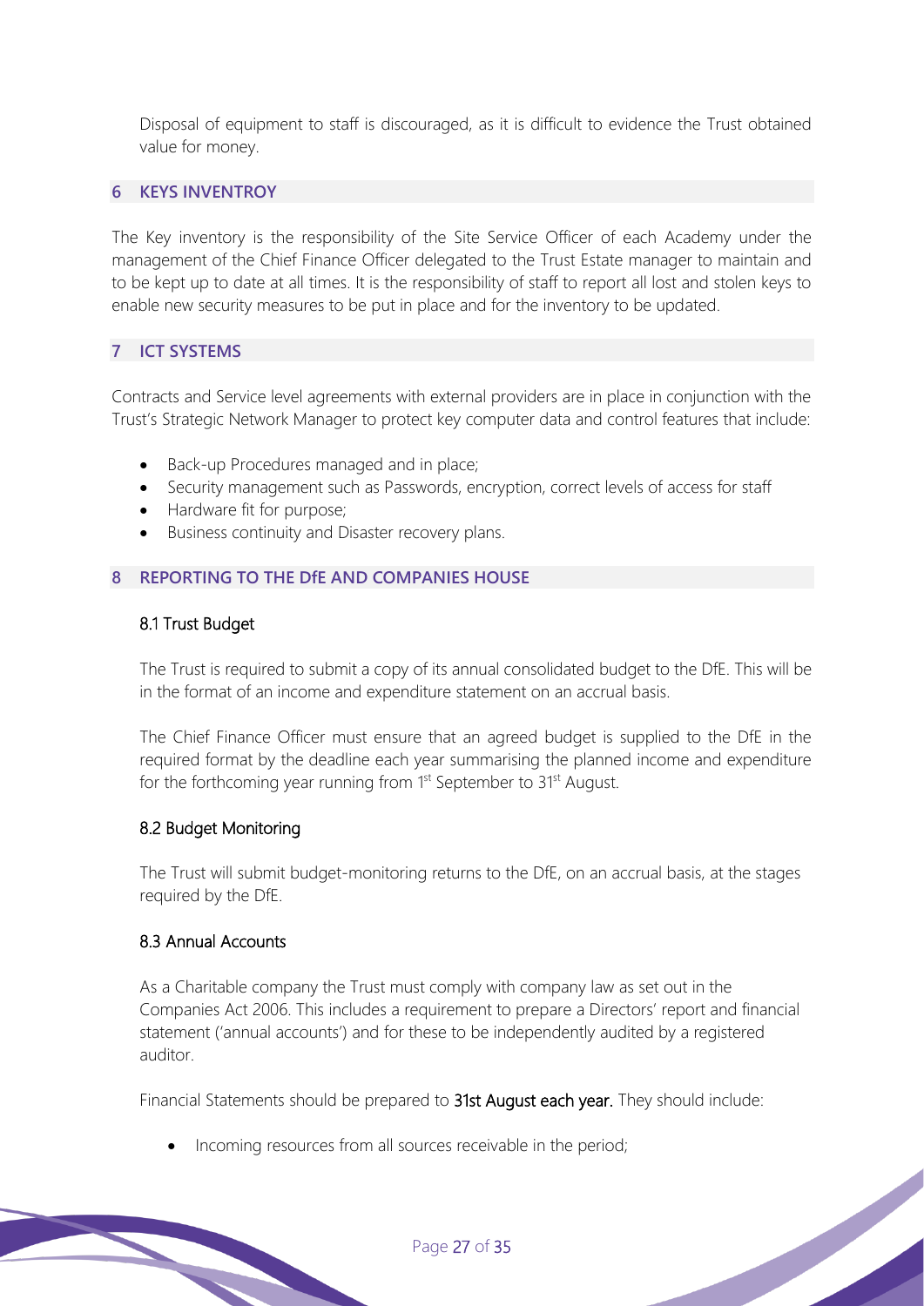Disposal of equipment to staff is discouraged, as it is difficult to evidence the Trust obtained value for money.

## 6 KEYS INVENTROY

The Key inventory is the responsibility of the Site Service Officer of each Academy under the management of the Chief Finance Officer delegated to the Trust Estate manager to maintain and to be kept up to date at all times. It is the responsibility of staff to report all lost and stolen keys to enable new security measures to be put in place and for the inventory to be updated.

## 7 ICT SYSTEMS

Contracts and Service level agreements with external providers are in place in conjunction with the Trust's Strategic Network Manager to protect key computer data and control features that include:

- Back-up Procedures managed and in place;
- Security management such as Passwords, encryption, correct levels of access for staff
- Hardware fit for purpose;
- Business continuity and Disaster recovery plans.

## 8 REPORTING TO THE DfE AND COMPANIES HOUSE

### 8.1 Trust Budget

The Trust is required to submit a copy of its annual consolidated budget to the DfE. This will be in the format of an income and expenditure statement on an accrual basis.

The Chief Finance Officer must ensure that an agreed budget is supplied to the DfE in the required format by the deadline each year summarising the planned income and expenditure for the forthcoming year running from 1st September to 31st August.

### 8.2 Budget Monitoring

The Trust will submit budget-monitoring returns to the DfE, on an accrual basis, at the stages required by the DfE.

### 8.3 Annual Accounts

As a Charitable company the Trust must comply with company law as set out in the Companies Act 2006. This includes a requirement to prepare a Directors' report and financial statement ('annual accounts') and for these to be independently audited by a registered auditor.

Financial Statements should be prepared to **31st August each year.** They should include:

- Incoming resources from all sources receivable in the period;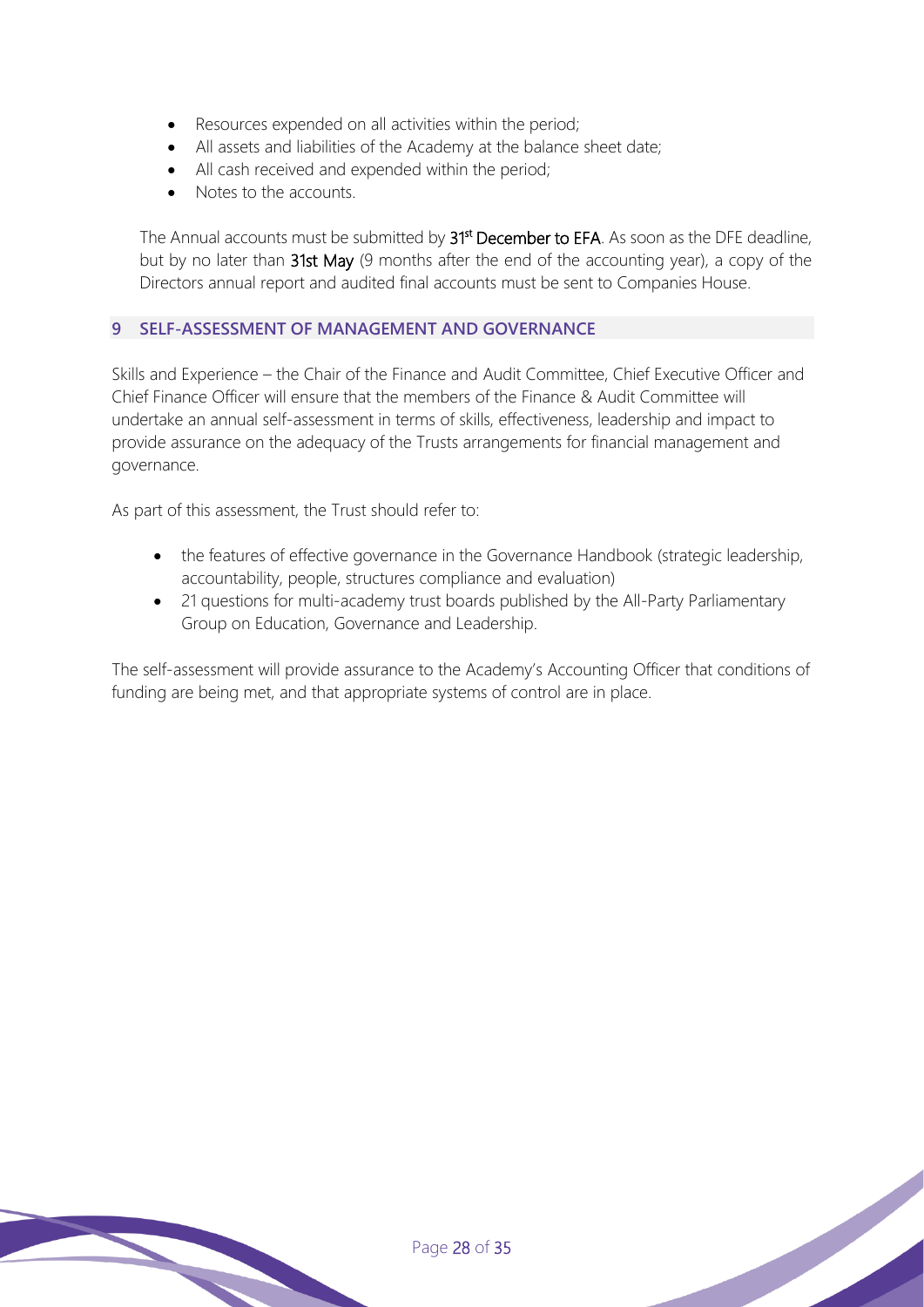- Resources expended on all activities within the period;
- All assets and liabilities of the Academy at the balance sheet date;
- All cash received and expended within the period;
- Notes to the accounts.

The Annual accounts must be submitted by 31st December to EFA. As soon as the DFE deadline, but by no later than 31st May (9 months after the end of the accounting year), a copy of the Directors annual report and audited final accounts must be sent to Companies House.

## 9 SELF-ASSESSMENT OF MANAGEMENT AND GOVERNANCE

Skills and Experience – the Chair of the Finance and Audit Committee, Chief Executive Officer and Chief Finance Officer will ensure that the members of the Finance & Audit Committee will undertake an annual self-assessment in terms of skills, effectiveness, leadership and impact to provide assurance on the adequacy of the Trusts arrangements for financial management and governance.

As part of this assessment, the Trust should refer to:

- the features of effective governance in the Governance Handbook (strategic leadership, accountability, people, structures compliance and evaluation)
- 21 questions for multi-academy trust boards published by the All-Party Parliamentary Group on Education, Governance and Leadership.

The self-assessment will provide assurance to the Academy's Accounting Officer that conditions of funding are being met, and that appropriate systems of control are in place.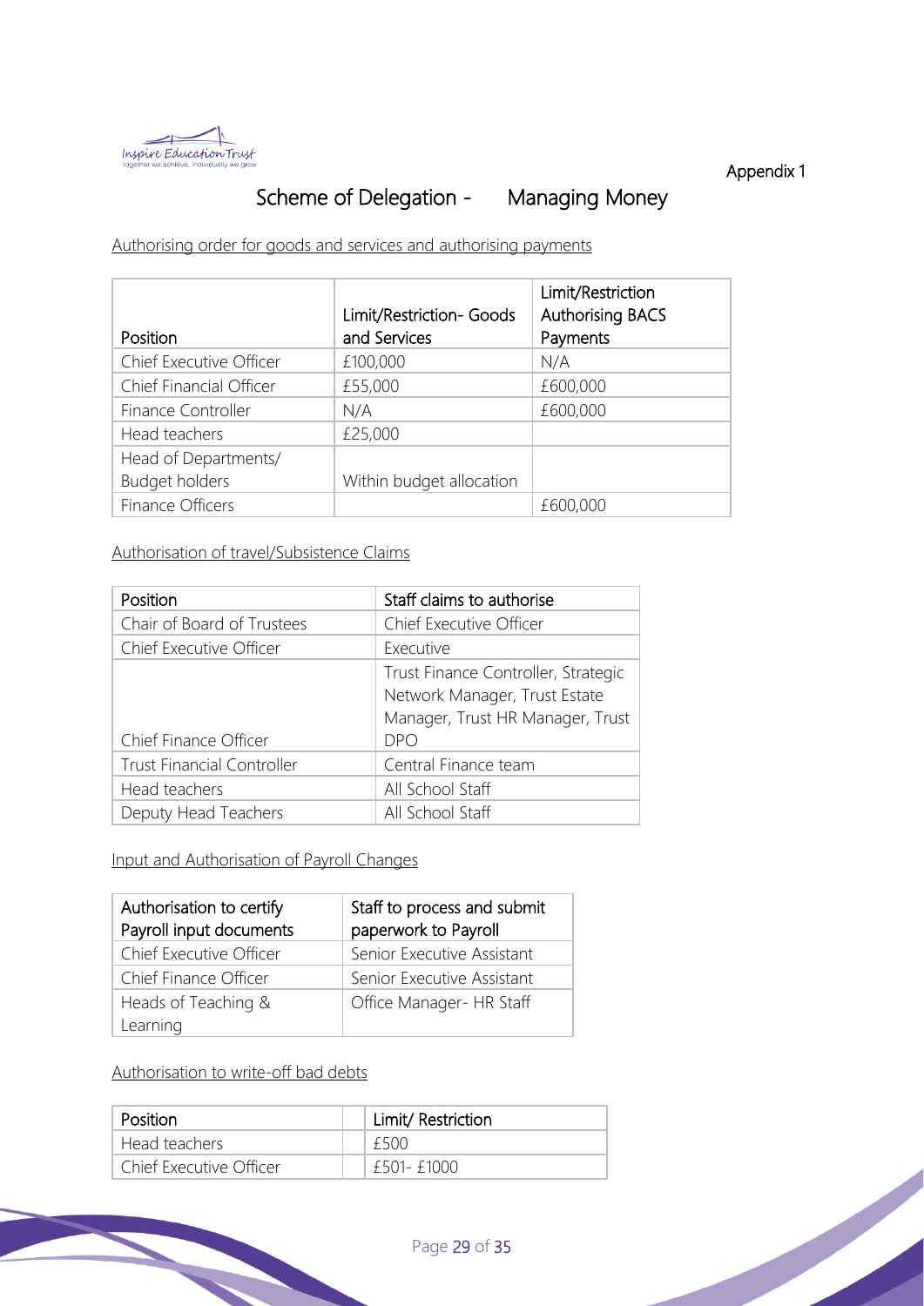Appendix 1

# Scheme of Delegation - Managing Money

Authorising order for goods and services and authorising payments

| Position | Limit/Restriction- Goods and Services | Limit/Restriction Authorising BACS Payments |
|---|---|---|
| Chief Executive Officer | £100,000 | N/A |
| Chief Financial Officer | £55,000 | £600,000 |
| Finance Controller | N/A | £600,000 |
| Head teachers | £25,000 | |
| Head of Departments/ Budget holders | Within budget allocation | |
| Finance Officers | | £600,000 |

Authorisation of travel/Subsistence Claims

| Position | Staff claims to authorise |
|---|---|
| Chair of Board of Trustees | Chief Executive Officer |
| Chief Executive Officer | Executive |
| Chief Finance Officer | Trust Finance Controller, Strategic Network Manager, Trust Estate Manager, Trust HR Manager, Trust DPO |
| Trust Financial Controller | Central Finance team |
| Head teachers | All School Staff |
| Deputy Head Teachers | All School Staff |

Input and Authorisation of Payroll Changes

| Authorisation to certify Payroll input documents | Staff to process and submit paperwork to Payroll |
|---|---|
| Chief Executive Officer | Senior Executive Assistant |
| Chief Finance Officer | Senior Executive Assistant |
| Heads of Teaching & Learning | Office Manager- HR Staff |

Authorisation to write-off bad debts

| Position | Limit/ Restriction |
|---|---|
| Head teachers | £500 |
| Chief Executive Officer | £501- £1000 |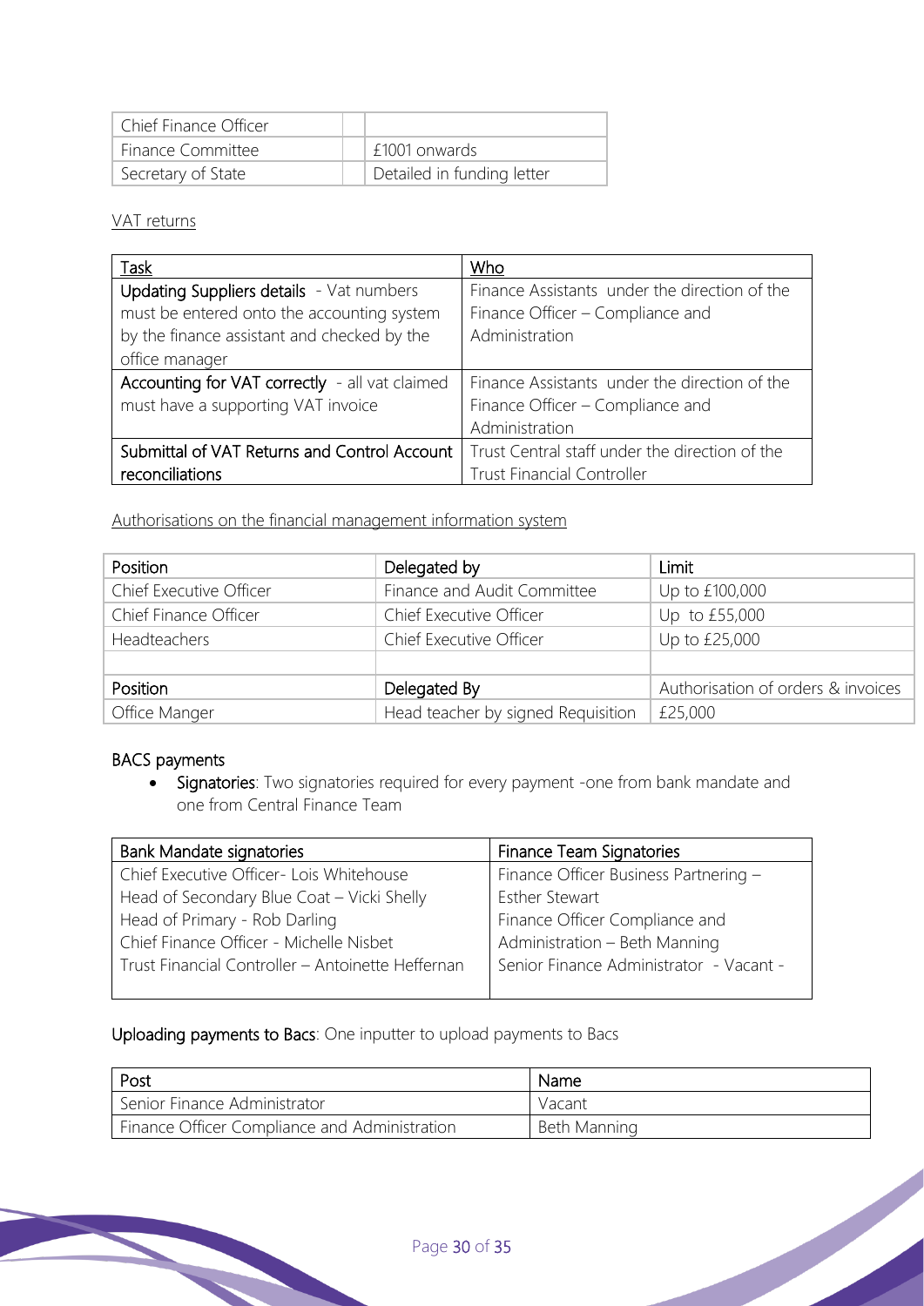| Chief Finance Officer | | |
|---|---|---|
| Finance Committee | | £1001 onwards |
| Secretary of State | | Detailed in funding letter |

VAT returns

| Task | Who |
|---|---|
| **Updating Suppliers details** - Vat numbers must be entered onto the accounting system by the finance assistant and checked by the office manager | Finance Assistants under the direction of the Finance Officer – Compliance and Administration |
| **Accounting for VAT correctly** - all vat claimed must have a supporting VAT invoice | Finance Assistants under the direction of the Finance Officer – Compliance and Administration |
| **Submittal of VAT Returns and Control Account reconciliations** | Trust Central staff under the direction of the Trust Financial Controller |

Authorisations on the financial management information system

| Position | Delegated by | Limit |
|---|---|---|
| Chief Executive Officer | Finance and Audit Committee | Up to £100,000 |
| Chief Finance Officer | Chief Executive Officer | Up to £55,000 |
| Headteachers | Chief Executive Officer | Up to £25,000 |
| | | |
| Position | Delegated By | Authorisation of orders & invoices |
| Office Manger | Head teacher by signed Requisition | £25,000 |

BACS payments

- **Signatories**: Two signatories required for every payment -one from bank mandate and one from Central Finance Team

| Bank Mandate signatories | Finance Team Signatories |
|---|---|
| Chief Executive Officer- Lois Whitehouse<br>Head of Secondary Blue Coat – Vicki Shelly<br>Head of Primary - Rob Darling<br>Chief Finance Officer - Michelle Nisbet<br>Trust Financial Controller – Antoinette Heffernan | Finance Officer Business Partnering – Esther Stewart<br>Finance Officer Compliance and Administration – Beth Manning<br>Senior Finance Administrator - Vacant - |

**Uploading payments to Bacs**: One inputter to upload payments to Bacs

| Post | Name |
|---|---|
| Senior Finance Administrator | Vacant |
| Finance Officer Compliance and Administration | Beth Manning |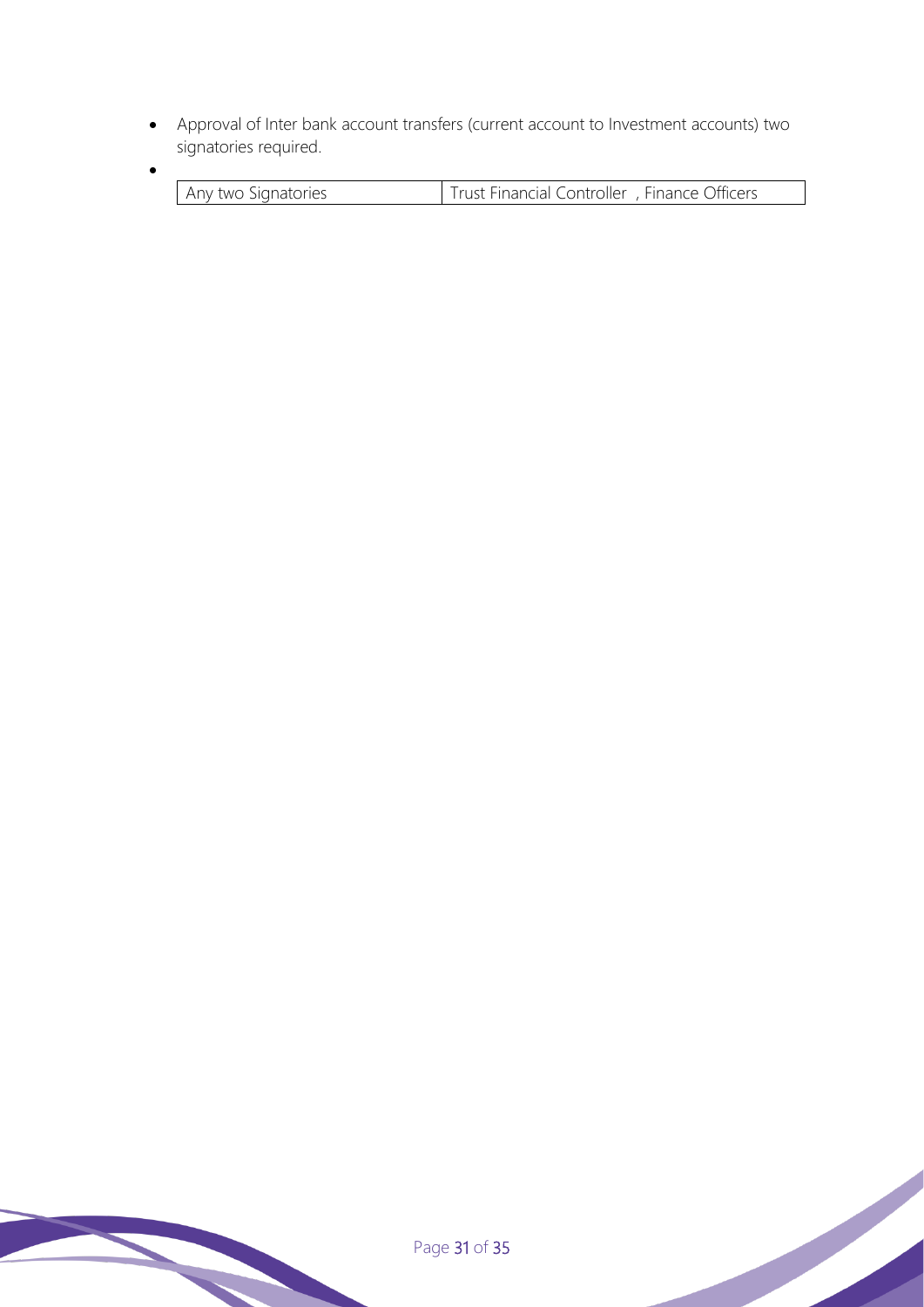- Approval of Inter bank account transfers (current account to Investment accounts) two signatories required.
- 

| Any two Signatories | Trust Financial Controller , Finance Officers |
|---|---|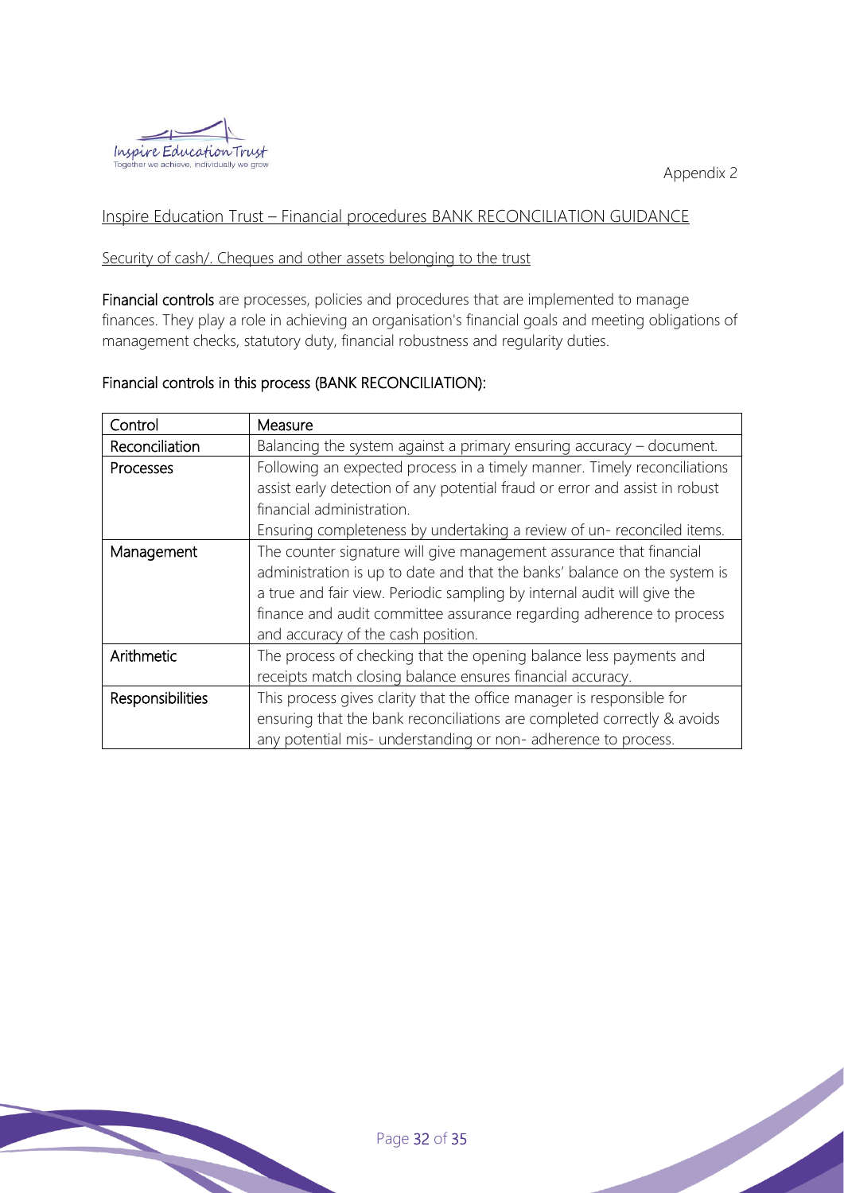Appendix 2

## Inspire Education Trust – Financial procedures BANK RECONCILIATION GUIDANCE

Security of cash/. Cheques and other assets belonging to the trust

**Financial controls** are processes, policies and procedures that are implemented to manage finances. They play a role in achieving an organisation's financial goals and meeting obligations of management checks, statutory duty, financial robustness and regularity duties.

**Financial controls in this process (BANK RECONCILIATION):**

| Control | Measure |
|---|---|
| Reconciliation | Balancing the system against a primary ensuring accuracy – document. |
| Processes | Following an expected process in a timely manner. Timely reconciliations assist early detection of any potential fraud or error and assist in robust financial administration.<br>Ensuring completeness by undertaking a review of un- reconciled items. |
| Management | The counter signature will give management assurance that financial administration is up to date and that the banks' balance on the system is a true and fair view. Periodic sampling by internal audit will give the finance and audit committee assurance regarding adherence to process and accuracy of the cash position. |
| Arithmetic | The process of checking that the opening balance less payments and receipts match closing balance ensures financial accuracy. |
| Responsibilities | This process gives clarity that the office manager is responsible for ensuring that the bank reconciliations are completed correctly & avoids any potential mis- understanding or non- adherence to process. |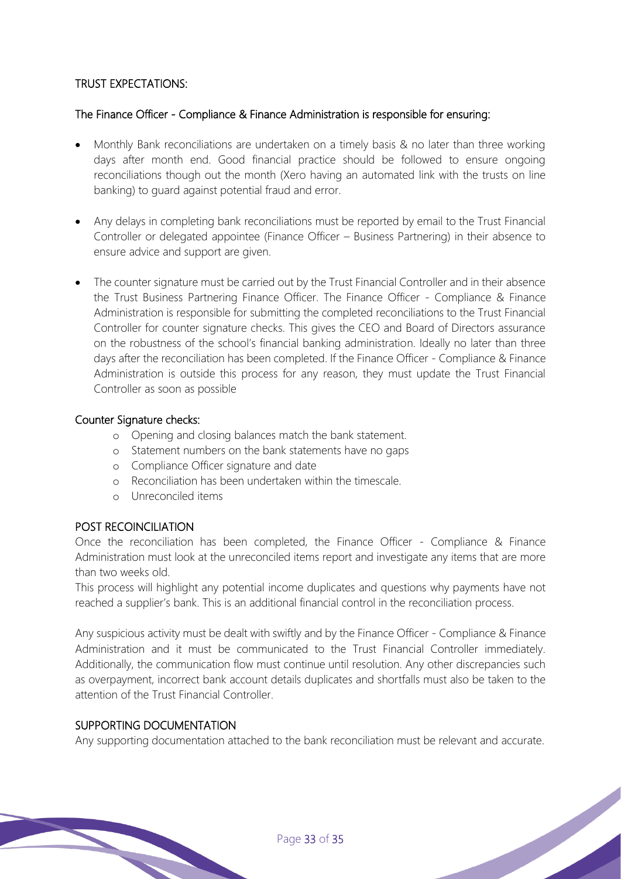## TRUST EXPECTATIONS:

### The Finance Officer - Compliance & Finance Administration is responsible for ensuring:

- Monthly Bank reconciliations are undertaken on a timely basis & no later than three working days after month end. Good financial practice should be followed to ensure ongoing reconciliations though out the month (Xero having an automated link with the trusts on line banking) to guard against potential fraud and error.

- Any delays in completing bank reconciliations must be reported by email to the Trust Financial Controller or delegated appointee (Finance Officer – Business Partnering) in their absence to ensure advice and support are given.

- The counter signature must be carried out by the Trust Financial Controller and in their absence the Trust Business Partnering Finance Officer. The Finance Officer - Compliance & Finance Administration is responsible for submitting the completed reconciliations to the Trust Financial Controller for counter signature checks. This gives the CEO and Board of Directors assurance on the robustness of the school's financial banking administration. Ideally no later than three days after the reconciliation has been completed. If the Finance Officer - Compliance & Finance Administration is outside this process for any reason, they must update the Trust Financial Controller as soon as possible

### Counter Signature checks:

- Opening and closing balances match the bank statement.
- Statement numbers on the bank statements have no gaps
- Compliance Officer signature and date
- Reconciliation has been undertaken within the timescale.
- Unreconciled items

## POST RECOINCILIATION

Once the reconciliation has been completed, the Finance Officer - Compliance & Finance Administration must look at the unreconciled items report and investigate any items that are more than two weeks old.

This process will highlight any potential income duplicates and questions why payments have not reached a supplier's bank. This is an additional financial control in the reconciliation process.

Any suspicious activity must be dealt with swiftly and by the Finance Officer - Compliance & Finance Administration and it must be communicated to the Trust Financial Controller immediately. Additionally, the communication flow must continue until resolution. Any other discrepancies such as overpayment, incorrect bank account details duplicates and shortfalls must also be taken to the attention of the Trust Financial Controller.

## SUPPORTING DOCUMENTATION

Any supporting documentation attached to the bank reconciliation must be relevant and accurate.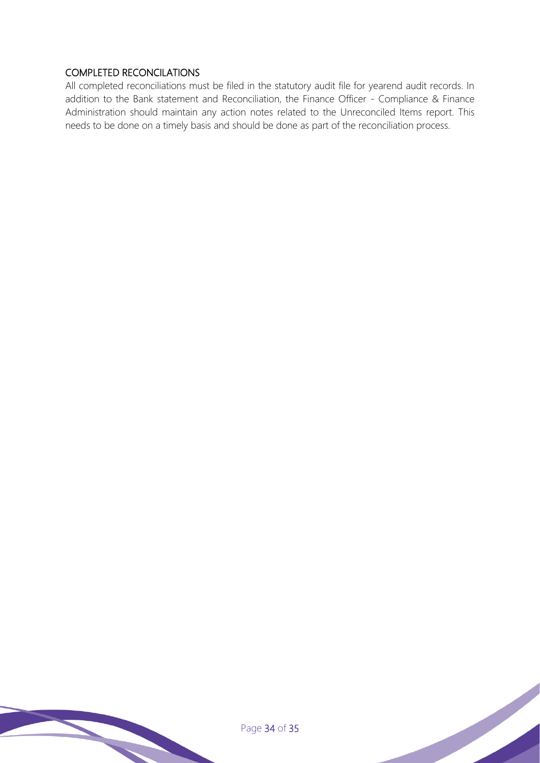## COMPLETED RECONCILATIONS

All completed reconciliations must be filed in the statutory audit file for yearend audit records. In addition to the Bank statement and Reconciliation, the Finance Officer - Compliance & Finance Administration should maintain any action notes related to the Unreconciled Items report. This needs to be done on a timely basis and should be done as part of the reconciliation process.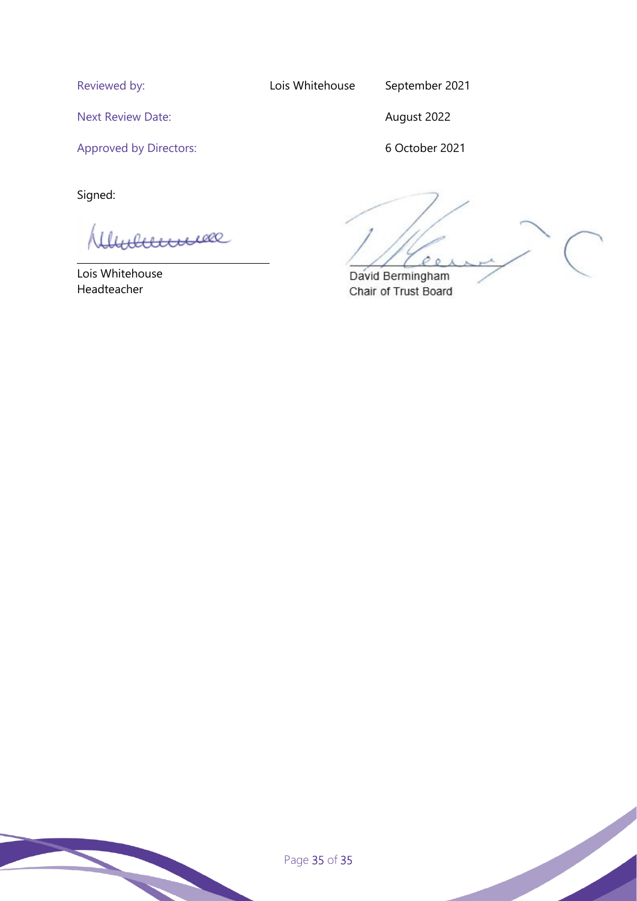| | | |
|---|---|---|
| Reviewed by: | Lois Whitehouse | September 2021 |
| Next Review Date: | | August 2022 |
| Approved by Directors: | | 6 October 2021 |

Signed:

Lois Whitehouse
Headteacher

David Bermingham
Chair of Trust Board